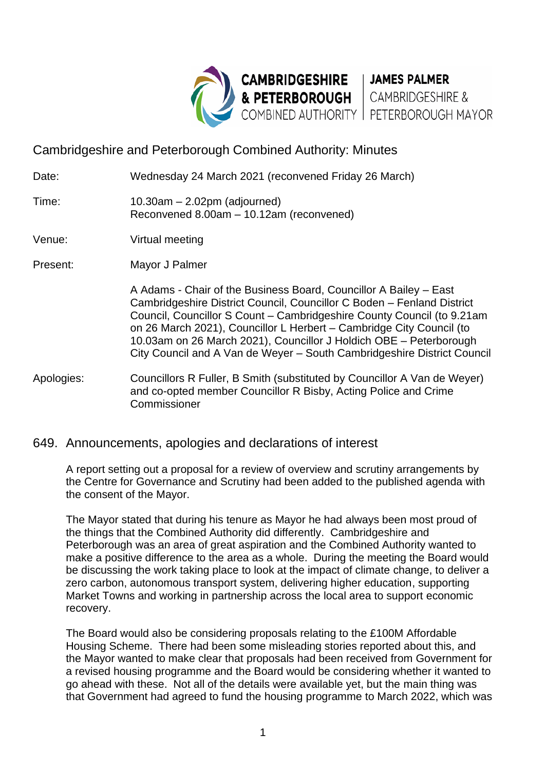CAMBRIDGESHIRE & PETERBOROUGH COMBINED AUTHORITY | JAMES PALMER CAMBRIDGESHIRE & PETERBOROUGH MAYOR

# Cambridgeshire and Peterborough Combined Authority: Minutes

| | |
|---|---|
| Date: | Wednesday 24 March 2021 (reconvened Friday 26 March) |
| Time: | 10.30am – 2.02pm (adjourned)<br>Reconvened 8.00am – 10.12am (reconvened) |
| Venue: | Virtual meeting |
| Present: | Mayor J Palmer<br><br>A Adams - Chair of the Business Board, Councillor A Bailey – East Cambridgeshire District Council, Councillor C Boden – Fenland District Council, Councillor S Count – Cambridgeshire County Council (to 9.21am on 26 March 2021), Councillor L Herbert – Cambridge City Council (to 10.03am on 26 March 2021), Councillor J Holdich OBE – Peterborough City Council and A Van de Weyer – South Cambridgeshire District Council |
| Apologies: | Councillors R Fuller, B Smith (substituted by Councillor A Van de Weyer) and co-opted member Councillor R Bisby, Acting Police and Crime Commissioner |

## 649. Announcements, apologies and declarations of interest

A report setting out a proposal for a review of overview and scrutiny arrangements by the Centre for Governance and Scrutiny had been added to the published agenda with the consent of the Mayor.

The Mayor stated that during his tenure as Mayor he had always been most proud of the things that the Combined Authority did differently. Cambridgeshire and Peterborough was an area of great aspiration and the Combined Authority wanted to make a positive difference to the area as a whole. During the meeting the Board would be discussing the work taking place to look at the impact of climate change, to deliver a zero carbon, autonomous transport system, delivering higher education, supporting Market Towns and working in partnership across the local area to support economic recovery.

The Board would also be considering proposals relating to the £100M Affordable Housing Scheme. There had been some misleading stories reported about this, and the Mayor wanted to make clear that proposals had been received from Government for a revised housing programme and the Board would be considering whether it wanted to go ahead with these. Not all of the details were available yet, but the main thing was that Government had agreed to fund the housing programme to March 2022, which was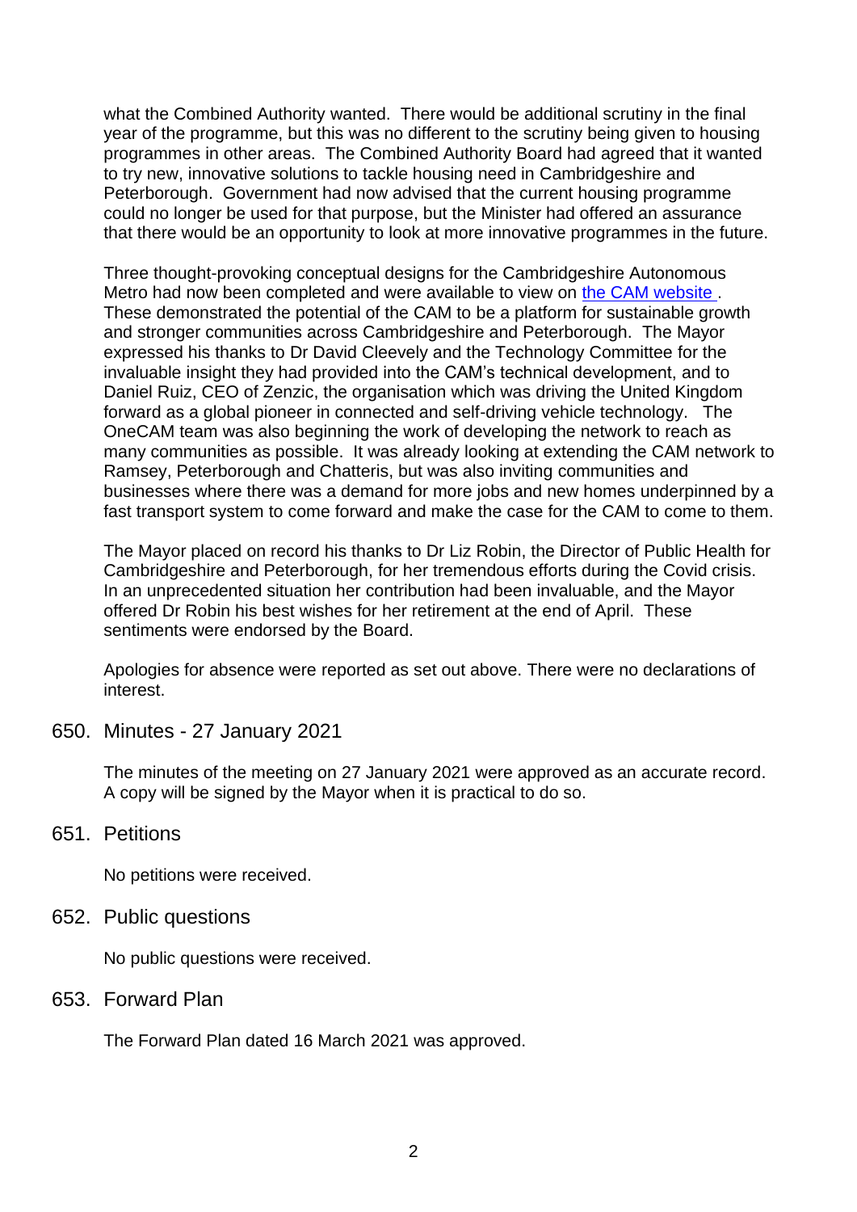what the Combined Authority wanted. There would be additional scrutiny in the final year of the programme, but this was no different to the scrutiny being given to housing programmes in other areas. The Combined Authority Board had agreed that it wanted to try new, innovative solutions to tackle housing need in Cambridgeshire and Peterborough. Government had now advised that the current housing programme could no longer be used for that purpose, but the Minister had offered an assurance that there would be an opportunity to look at more innovative programmes in the future.

Three thought-provoking conceptual designs for the Cambridgeshire Autonomous Metro had now been completed and were available to view on the CAM website . These demonstrated the potential of the CAM to be a platform for sustainable growth and stronger communities across Cambridgeshire and Peterborough. The Mayor expressed his thanks to Dr David Cleevely and the Technology Committee for the invaluable insight they had provided into the CAM's technical development, and to Daniel Ruiz, CEO of Zenzic, the organisation which was driving the United Kingdom forward as a global pioneer in connected and self-driving vehicle technology. The OneCAM team was also beginning the work of developing the network to reach as many communities as possible. It was already looking at extending the CAM network to Ramsey, Peterborough and Chatteris, but was also inviting communities and businesses where there was a demand for more jobs and new homes underpinned by a fast transport system to come forward and make the case for the CAM to come to them.

The Mayor placed on record his thanks to Dr Liz Robin, the Director of Public Health for Cambridgeshire and Peterborough, for her tremendous efforts during the Covid crisis. In an unprecedented situation her contribution had been invaluable, and the Mayor offered Dr Robin his best wishes for her retirement at the end of April. These sentiments were endorsed by the Board.

Apologies for absence were reported as set out above. There were no declarations of interest.

## 650. Minutes - 27 January 2021

The minutes of the meeting on 27 January 2021 were approved as an accurate record. A copy will be signed by the Mayor when it is practical to do so.

## 651. Petitions

No petitions were received.

## 652. Public questions

No public questions were received.

## 653. Forward Plan

The Forward Plan dated 16 March 2021 was approved.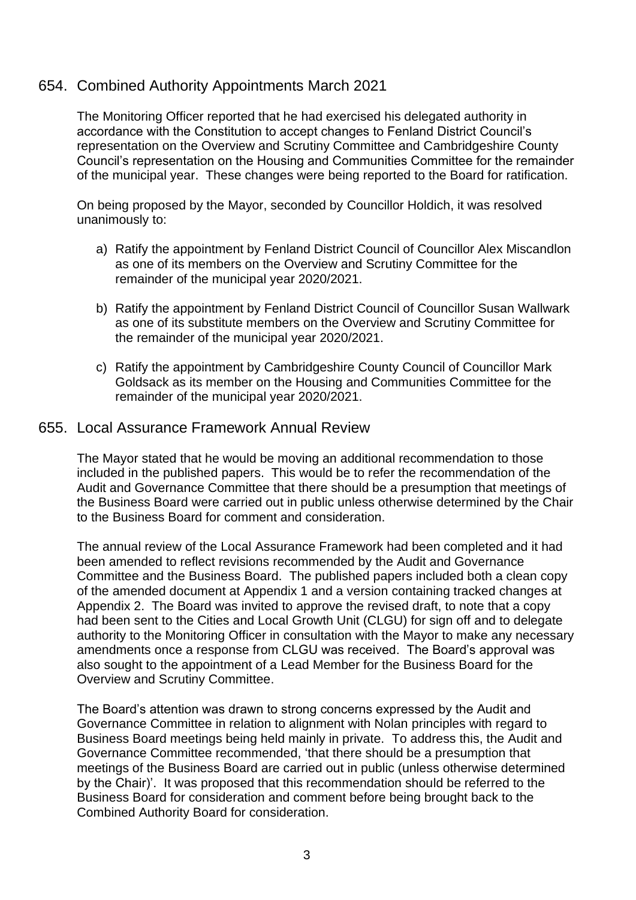## 654. Combined Authority Appointments March 2021

The Monitoring Officer reported that he had exercised his delegated authority in accordance with the Constitution to accept changes to Fenland District Council's representation on the Overview and Scrutiny Committee and Cambridgeshire County Council's representation on the Housing and Communities Committee for the remainder of the municipal year. These changes were being reported to the Board for ratification.

On being proposed by the Mayor, seconded by Councillor Holdich, it was resolved unanimously to:

a) Ratify the appointment by Fenland District Council of Councillor Alex Miscandlon as one of its members on the Overview and Scrutiny Committee for the remainder of the municipal year 2020/2021.

b) Ratify the appointment by Fenland District Council of Councillor Susan Wallwark as one of its substitute members on the Overview and Scrutiny Committee for the remainder of the municipal year 2020/2021.

c) Ratify the appointment by Cambridgeshire County Council of Councillor Mark Goldsack as its member on the Housing and Communities Committee for the remainder of the municipal year 2020/2021.

## 655. Local Assurance Framework Annual Review

The Mayor stated that he would be moving an additional recommendation to those included in the published papers. This would be to refer the recommendation of the Audit and Governance Committee that there should be a presumption that meetings of the Business Board were carried out in public unless otherwise determined by the Chair to the Business Board for comment and consideration.

The annual review of the Local Assurance Framework had been completed and it had been amended to reflect revisions recommended by the Audit and Governance Committee and the Business Board. The published papers included both a clean copy of the amended document at Appendix 1 and a version containing tracked changes at Appendix 2. The Board was invited to approve the revised draft, to note that a copy had been sent to the Cities and Local Growth Unit (CLGU) for sign off and to delegate authority to the Monitoring Officer in consultation with the Mayor to make any necessary amendments once a response from CLGU was received. The Board's approval was also sought to the appointment of a Lead Member for the Business Board for the Overview and Scrutiny Committee.

The Board's attention was drawn to strong concerns expressed by the Audit and Governance Committee in relation to alignment with Nolan principles with regard to Business Board meetings being held mainly in private. To address this, the Audit and Governance Committee recommended, 'that there should be a presumption that meetings of the Business Board are carried out in public (unless otherwise determined by the Chair)'. It was proposed that this recommendation should be referred to the Business Board for consideration and comment before being brought back to the Combined Authority Board for consideration.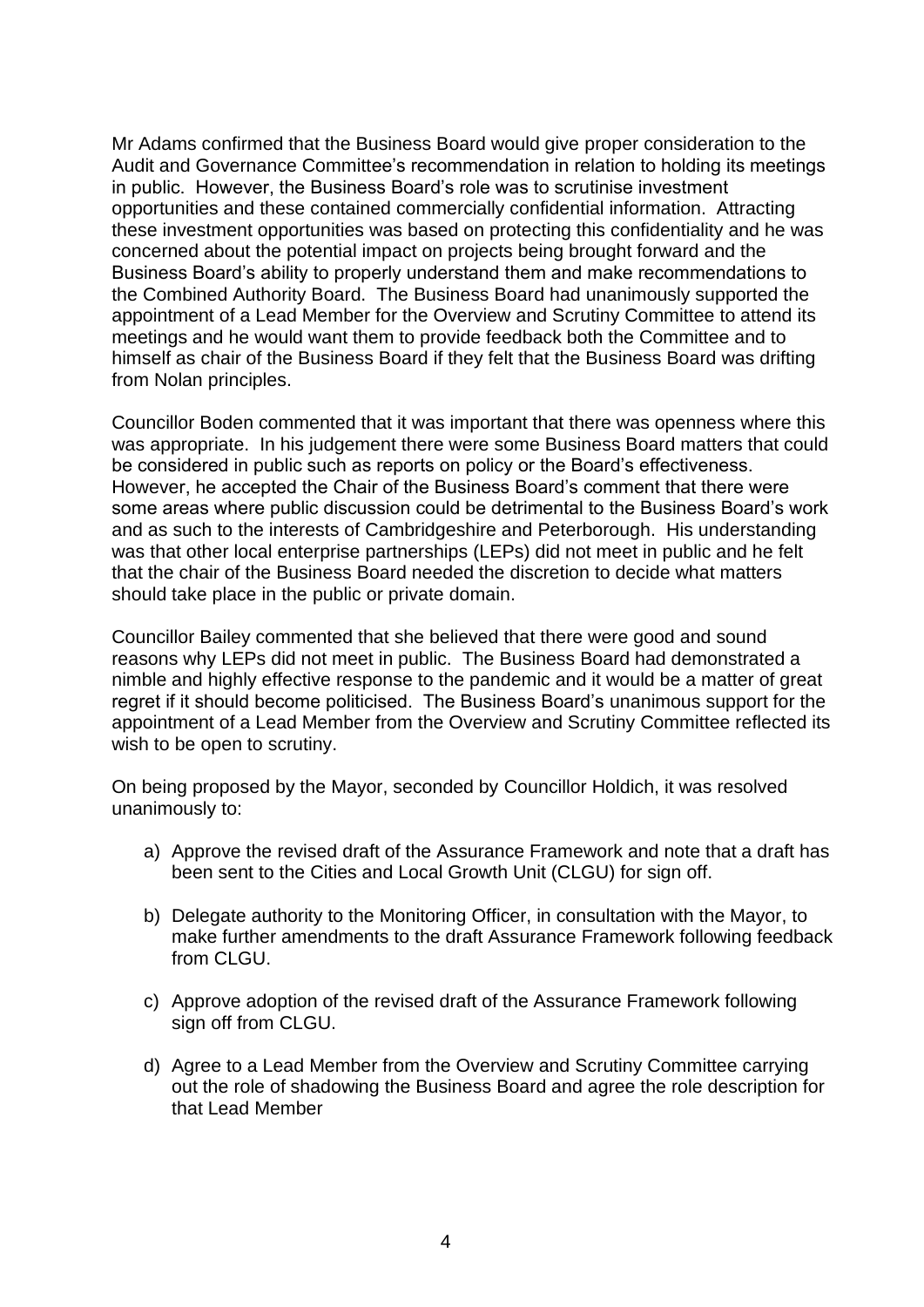Mr Adams confirmed that the Business Board would give proper consideration to the Audit and Governance Committee's recommendation in relation to holding its meetings in public. However, the Business Board's role was to scrutinise investment opportunities and these contained commercially confidential information. Attracting these investment opportunities was based on protecting this confidentiality and he was concerned about the potential impact on projects being brought forward and the Business Board's ability to properly understand them and make recommendations to the Combined Authority Board. The Business Board had unanimously supported the appointment of a Lead Member for the Overview and Scrutiny Committee to attend its meetings and he would want them to provide feedback both the Committee and to himself as chair of the Business Board if they felt that the Business Board was drifting from Nolan principles.

Councillor Boden commented that it was important that there was openness where this was appropriate. In his judgement there were some Business Board matters that could be considered in public such as reports on policy or the Board's effectiveness. However, he accepted the Chair of the Business Board's comment that there were some areas where public discussion could be detrimental to the Business Board's work and as such to the interests of Cambridgeshire and Peterborough. His understanding was that other local enterprise partnerships (LEPs) did not meet in public and he felt that the chair of the Business Board needed the discretion to decide what matters should take place in the public or private domain.

Councillor Bailey commented that she believed that there were good and sound reasons why LEPs did not meet in public. The Business Board had demonstrated a nimble and highly effective response to the pandemic and it would be a matter of great regret if it should become politicised. The Business Board's unanimous support for the appointment of a Lead Member from the Overview and Scrutiny Committee reflected its wish to be open to scrutiny.

On being proposed by the Mayor, seconded by Councillor Holdich, it was resolved unanimously to:

a) Approve the revised draft of the Assurance Framework and note that a draft has been sent to the Cities and Local Growth Unit (CLGU) for sign off.

b) Delegate authority to the Monitoring Officer, in consultation with the Mayor, to make further amendments to the draft Assurance Framework following feedback from CLGU.

c) Approve adoption of the revised draft of the Assurance Framework following sign off from CLGU.

d) Agree to a Lead Member from the Overview and Scrutiny Committee carrying out the role of shadowing the Business Board and agree the role description for that Lead Member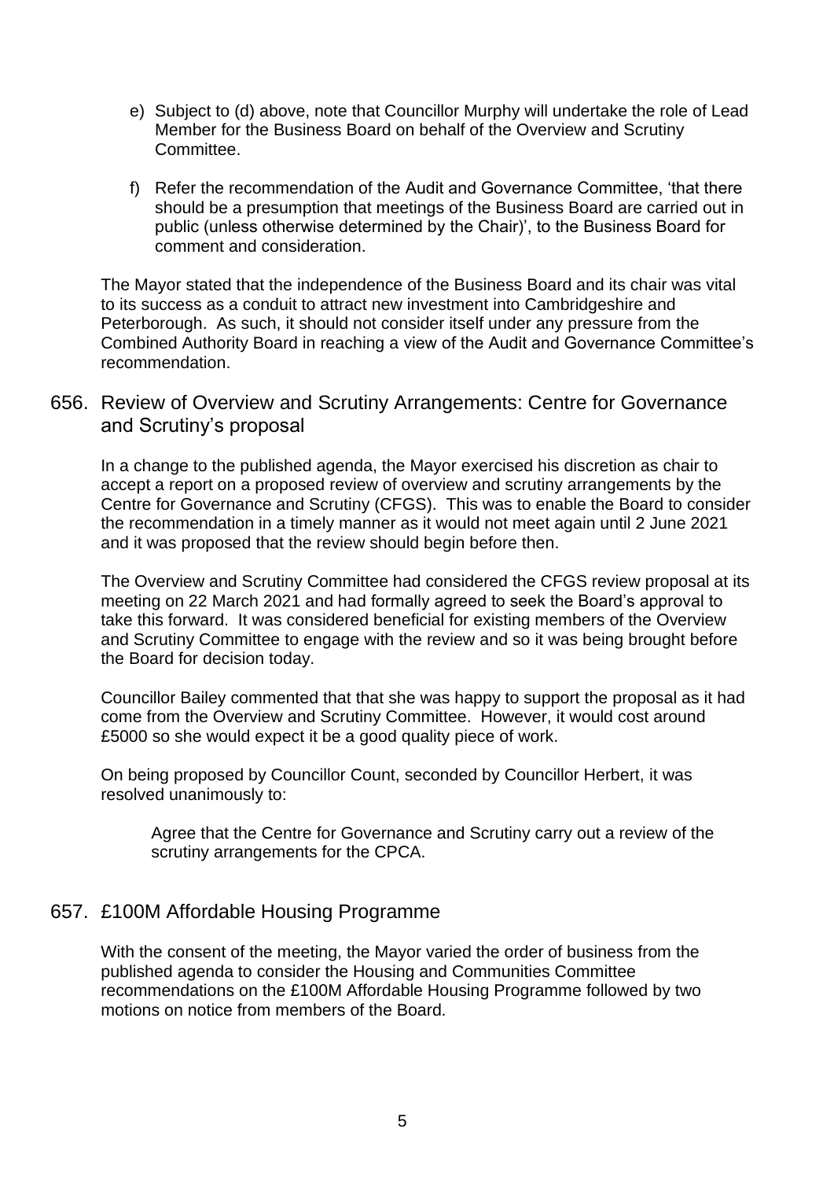e) Subject to (d) above, note that Councillor Murphy will undertake the role of Lead Member for the Business Board on behalf of the Overview and Scrutiny Committee.

f) Refer the recommendation of the Audit and Governance Committee, 'that there should be a presumption that meetings of the Business Board are carried out in public (unless otherwise determined by the Chair)', to the Business Board for comment and consideration.

The Mayor stated that the independence of the Business Board and its chair was vital to its success as a conduit to attract new investment into Cambridgeshire and Peterborough. As such, it should not consider itself under any pressure from the Combined Authority Board in reaching a view of the Audit and Governance Committee's recommendation.

## 656. Review of Overview and Scrutiny Arrangements: Centre for Governance and Scrutiny's proposal

In a change to the published agenda, the Mayor exercised his discretion as chair to accept a report on a proposed review of overview and scrutiny arrangements by the Centre for Governance and Scrutiny (CFGS). This was to enable the Board to consider the recommendation in a timely manner as it would not meet again until 2 June 2021 and it was proposed that the review should begin before then.

The Overview and Scrutiny Committee had considered the CFGS review proposal at its meeting on 22 March 2021 and had formally agreed to seek the Board's approval to take this forward. It was considered beneficial for existing members of the Overview and Scrutiny Committee to engage with the review and so it was being brought before the Board for decision today.

Councillor Bailey commented that that she was happy to support the proposal as it had come from the Overview and Scrutiny Committee. However, it would cost around £5000 so she would expect it be a good quality piece of work.

On being proposed by Councillor Count, seconded by Councillor Herbert, it was resolved unanimously to:

> Agree that the Centre for Governance and Scrutiny carry out a review of the scrutiny arrangements for the CPCA.

## 657. £100M Affordable Housing Programme

With the consent of the meeting, the Mayor varied the order of business from the published agenda to consider the Housing and Communities Committee recommendations on the £100M Affordable Housing Programme followed by two motions on notice from members of the Board.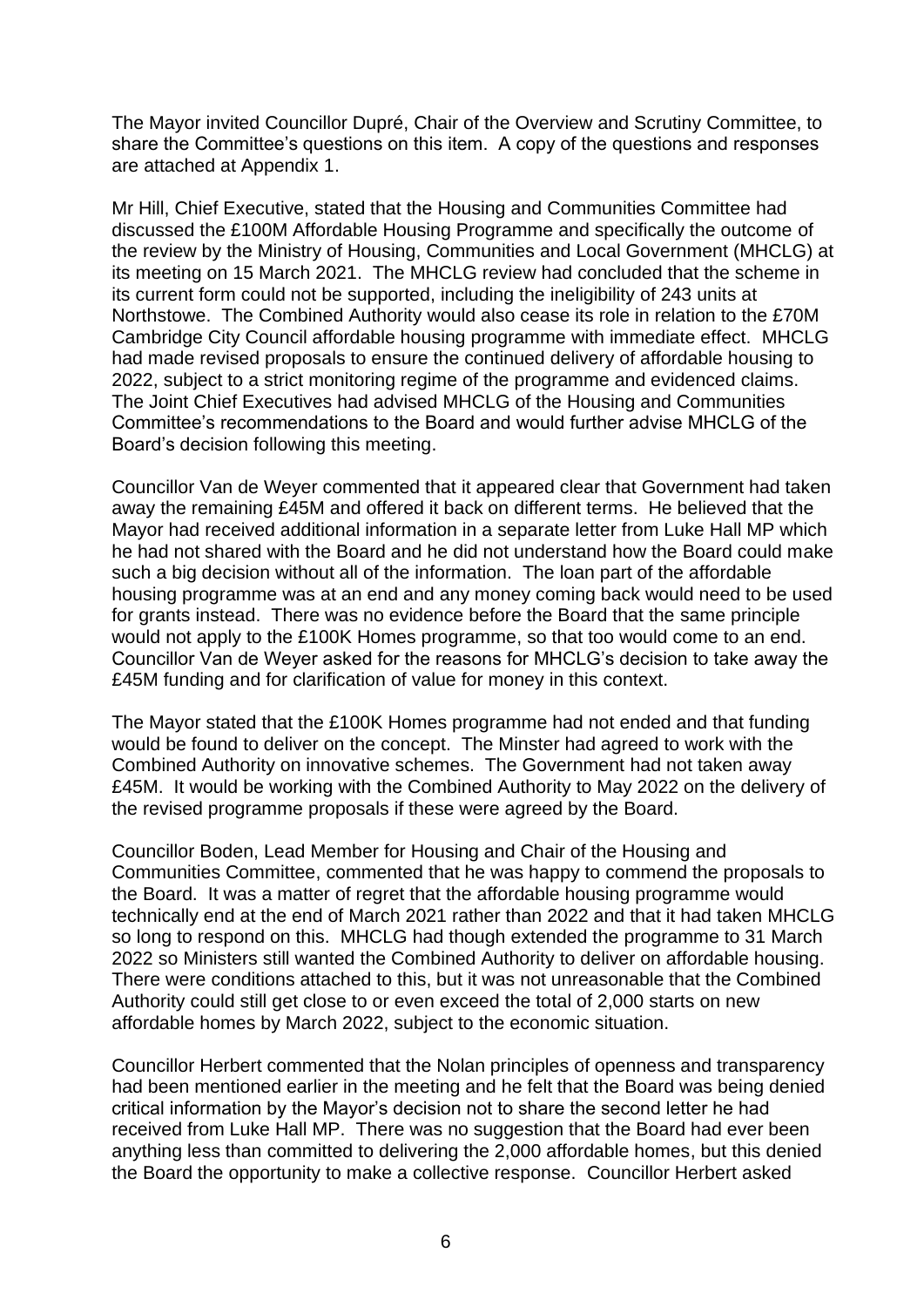The Mayor invited Councillor Dupré, Chair of the Overview and Scrutiny Committee, to share the Committee's questions on this item. A copy of the questions and responses are attached at Appendix 1.

Mr Hill, Chief Executive, stated that the Housing and Communities Committee had discussed the £100M Affordable Housing Programme and specifically the outcome of the review by the Ministry of Housing, Communities and Local Government (MHCLG) at its meeting on 15 March 2021. The MHCLG review had concluded that the scheme in its current form could not be supported, including the ineligibility of 243 units at Northstowe. The Combined Authority would also cease its role in relation to the £70M Cambridge City Council affordable housing programme with immediate effect. MHCLG had made revised proposals to ensure the continued delivery of affordable housing to 2022, subject to a strict monitoring regime of the programme and evidenced claims. The Joint Chief Executives had advised MHCLG of the Housing and Communities Committee's recommendations to the Board and would further advise MHCLG of the Board's decision following this meeting.

Councillor Van de Weyer commented that it appeared clear that Government had taken away the remaining £45M and offered it back on different terms. He believed that the Mayor had received additional information in a separate letter from Luke Hall MP which he had not shared with the Board and he did not understand how the Board could make such a big decision without all of the information. The loan part of the affordable housing programme was at an end and any money coming back would need to be used for grants instead. There was no evidence before the Board that the same principle would not apply to the £100K Homes programme, so that too would come to an end. Councillor Van de Weyer asked for the reasons for MHCLG's decision to take away the £45M funding and for clarification of value for money in this context.

The Mayor stated that the £100K Homes programme had not ended and that funding would be found to deliver on the concept. The Minster had agreed to work with the Combined Authority on innovative schemes. The Government had not taken away £45M. It would be working with the Combined Authority to May 2022 on the delivery of the revised programme proposals if these were agreed by the Board.

Councillor Boden, Lead Member for Housing and Chair of the Housing and Communities Committee, commented that he was happy to commend the proposals to the Board. It was a matter of regret that the affordable housing programme would technically end at the end of March 2021 rather than 2022 and that it had taken MHCLG so long to respond on this. MHCLG had though extended the programme to 31 March 2022 so Ministers still wanted the Combined Authority to deliver on affordable housing. There were conditions attached to this, but it was not unreasonable that the Combined Authority could still get close to or even exceed the total of 2,000 starts on new affordable homes by March 2022, subject to the economic situation.

Councillor Herbert commented that the Nolan principles of openness and transparency had been mentioned earlier in the meeting and he felt that the Board was being denied critical information by the Mayor's decision not to share the second letter he had received from Luke Hall MP. There was no suggestion that the Board had ever been anything less than committed to delivering the 2,000 affordable homes, but this denied the Board the opportunity to make a collective response. Councillor Herbert asked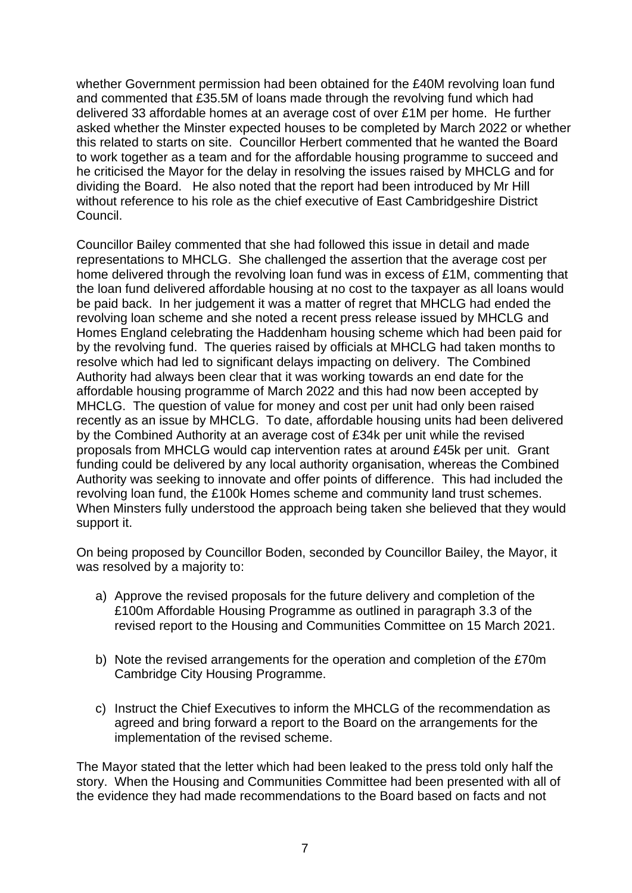whether Government permission had been obtained for the £40M revolving loan fund and commented that £35.5M of loans made through the revolving fund which had delivered 33 affordable homes at an average cost of over £1M per home. He further asked whether the Minster expected houses to be completed by March 2022 or whether this related to starts on site. Councillor Herbert commented that he wanted the Board to work together as a team and for the affordable housing programme to succeed and he criticised the Mayor for the delay in resolving the issues raised by MHCLG and for dividing the Board. He also noted that the report had been introduced by Mr Hill without reference to his role as the chief executive of East Cambridgeshire District Council.

Councillor Bailey commented that she had followed this issue in detail and made representations to MHCLG. She challenged the assertion that the average cost per home delivered through the revolving loan fund was in excess of £1M, commenting that the loan fund delivered affordable housing at no cost to the taxpayer as all loans would be paid back. In her judgement it was a matter of regret that MHCLG had ended the revolving loan scheme and she noted a recent press release issued by MHCLG and Homes England celebrating the Haddenham housing scheme which had been paid for by the revolving fund. The queries raised by officials at MHCLG had taken months to resolve which had led to significant delays impacting on delivery. The Combined Authority had always been clear that it was working towards an end date for the affordable housing programme of March 2022 and this had now been accepted by MHCLG. The question of value for money and cost per unit had only been raised recently as an issue by MHCLG. To date, affordable housing units had been delivered by the Combined Authority at an average cost of £34k per unit while the revised proposals from MHCLG would cap intervention rates at around £45k per unit. Grant funding could be delivered by any local authority organisation, whereas the Combined Authority was seeking to innovate and offer points of difference. This had included the revolving loan fund, the £100k Homes scheme and community land trust schemes. When Minsters fully understood the approach being taken she believed that they would support it.

On being proposed by Councillor Boden, seconded by Councillor Bailey, the Mayor, it was resolved by a majority to:

a) Approve the revised proposals for the future delivery and completion of the £100m Affordable Housing Programme as outlined in paragraph 3.3 of the revised report to the Housing and Communities Committee on 15 March 2021.

b) Note the revised arrangements for the operation and completion of the £70m Cambridge City Housing Programme.

c) Instruct the Chief Executives to inform the MHCLG of the recommendation as agreed and bring forward a report to the Board on the arrangements for the implementation of the revised scheme.

The Mayor stated that the letter which had been leaked to the press told only half the story. When the Housing and Communities Committee had been presented with all of the evidence they had made recommendations to the Board based on facts and not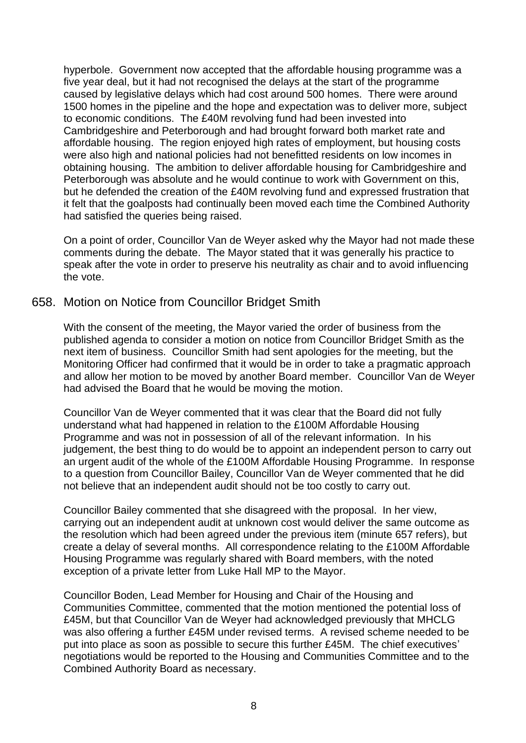hyperbole. Government now accepted that the affordable housing programme was a five year deal, but it had not recognised the delays at the start of the programme caused by legislative delays which had cost around 500 homes. There were around 1500 homes in the pipeline and the hope and expectation was to deliver more, subject to economic conditions. The £40M revolving fund had been invested into Cambridgeshire and Peterborough and had brought forward both market rate and affordable housing. The region enjoyed high rates of employment, but housing costs were also high and national policies had not benefitted residents on low incomes in obtaining housing. The ambition to deliver affordable housing for Cambridgeshire and Peterborough was absolute and he would continue to work with Government on this, but he defended the creation of the £40M revolving fund and expressed frustration that it felt that the goalposts had continually been moved each time the Combined Authority had satisfied the queries being raised.

On a point of order, Councillor Van de Weyer asked why the Mayor had not made these comments during the debate. The Mayor stated that it was generally his practice to speak after the vote in order to preserve his neutrality as chair and to avoid influencing the vote.

## 658. Motion on Notice from Councillor Bridget Smith

With the consent of the meeting, the Mayor varied the order of business from the published agenda to consider a motion on notice from Councillor Bridget Smith as the next item of business. Councillor Smith had sent apologies for the meeting, but the Monitoring Officer had confirmed that it would be in order to take a pragmatic approach and allow her motion to be moved by another Board member. Councillor Van de Weyer had advised the Board that he would be moving the motion.

Councillor Van de Weyer commented that it was clear that the Board did not fully understand what had happened in relation to the £100M Affordable Housing Programme and was not in possession of all of the relevant information. In his judgement, the best thing to do would be to appoint an independent person to carry out an urgent audit of the whole of the £100M Affordable Housing Programme. In response to a question from Councillor Bailey, Councillor Van de Weyer commented that he did not believe that an independent audit should not be too costly to carry out.

Councillor Bailey commented that she disagreed with the proposal. In her view, carrying out an independent audit at unknown cost would deliver the same outcome as the resolution which had been agreed under the previous item (minute 657 refers), but create a delay of several months. All correspondence relating to the £100M Affordable Housing Programme was regularly shared with Board members, with the noted exception of a private letter from Luke Hall MP to the Mayor.

Councillor Boden, Lead Member for Housing and Chair of the Housing and Communities Committee, commented that the motion mentioned the potential loss of £45M, but that Councillor Van de Weyer had acknowledged previously that MHCLG was also offering a further £45M under revised terms. A revised scheme needed to be put into place as soon as possible to secure this further £45M. The chief executives' negotiations would be reported to the Housing and Communities Committee and to the Combined Authority Board as necessary.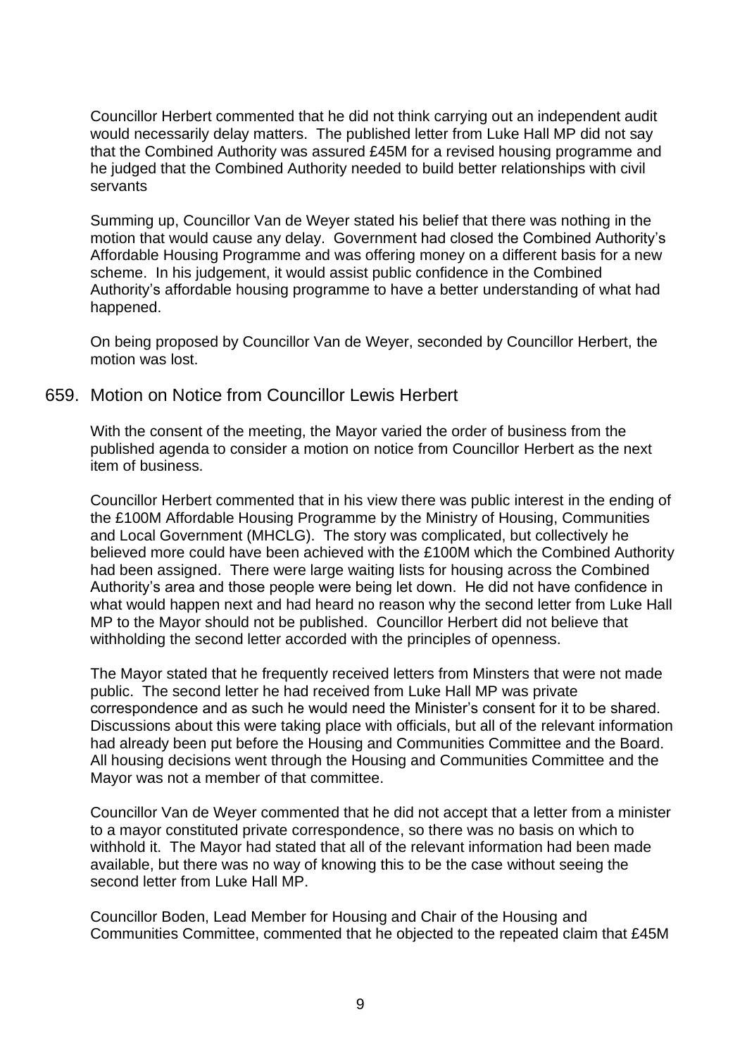Councillor Herbert commented that he did not think carrying out an independent audit would necessarily delay matters. The published letter from Luke Hall MP did not say that the Combined Authority was assured £45M for a revised housing programme and he judged that the Combined Authority needed to build better relationships with civil servants

Summing up, Councillor Van de Weyer stated his belief that there was nothing in the motion that would cause any delay. Government had closed the Combined Authority's Affordable Housing Programme and was offering money on a different basis for a new scheme. In his judgement, it would assist public confidence in the Combined Authority's affordable housing programme to have a better understanding of what had happened.

On being proposed by Councillor Van de Weyer, seconded by Councillor Herbert, the motion was lost.

## 659. Motion on Notice from Councillor Lewis Herbert

With the consent of the meeting, the Mayor varied the order of business from the published agenda to consider a motion on notice from Councillor Herbert as the next item of business.

Councillor Herbert commented that in his view there was public interest in the ending of the £100M Affordable Housing Programme by the Ministry of Housing, Communities and Local Government (MHCLG). The story was complicated, but collectively he believed more could have been achieved with the £100M which the Combined Authority had been assigned. There were large waiting lists for housing across the Combined Authority's area and those people were being let down. He did not have confidence in what would happen next and had heard no reason why the second letter from Luke Hall MP to the Mayor should not be published. Councillor Herbert did not believe that withholding the second letter accorded with the principles of openness.

The Mayor stated that he frequently received letters from Minsters that were not made public. The second letter he had received from Luke Hall MP was private correspondence and as such he would need the Minister's consent for it to be shared. Discussions about this were taking place with officials, but all of the relevant information had already been put before the Housing and Communities Committee and the Board. All housing decisions went through the Housing and Communities Committee and the Mayor was not a member of that committee.

Councillor Van de Weyer commented that he did not accept that a letter from a minister to a mayor constituted private correspondence, so there was no basis on which to withhold it. The Mayor had stated that all of the relevant information had been made available, but there was no way of knowing this to be the case without seeing the second letter from Luke Hall MP.

Councillor Boden, Lead Member for Housing and Chair of the Housing and Communities Committee, commented that he objected to the repeated claim that £45M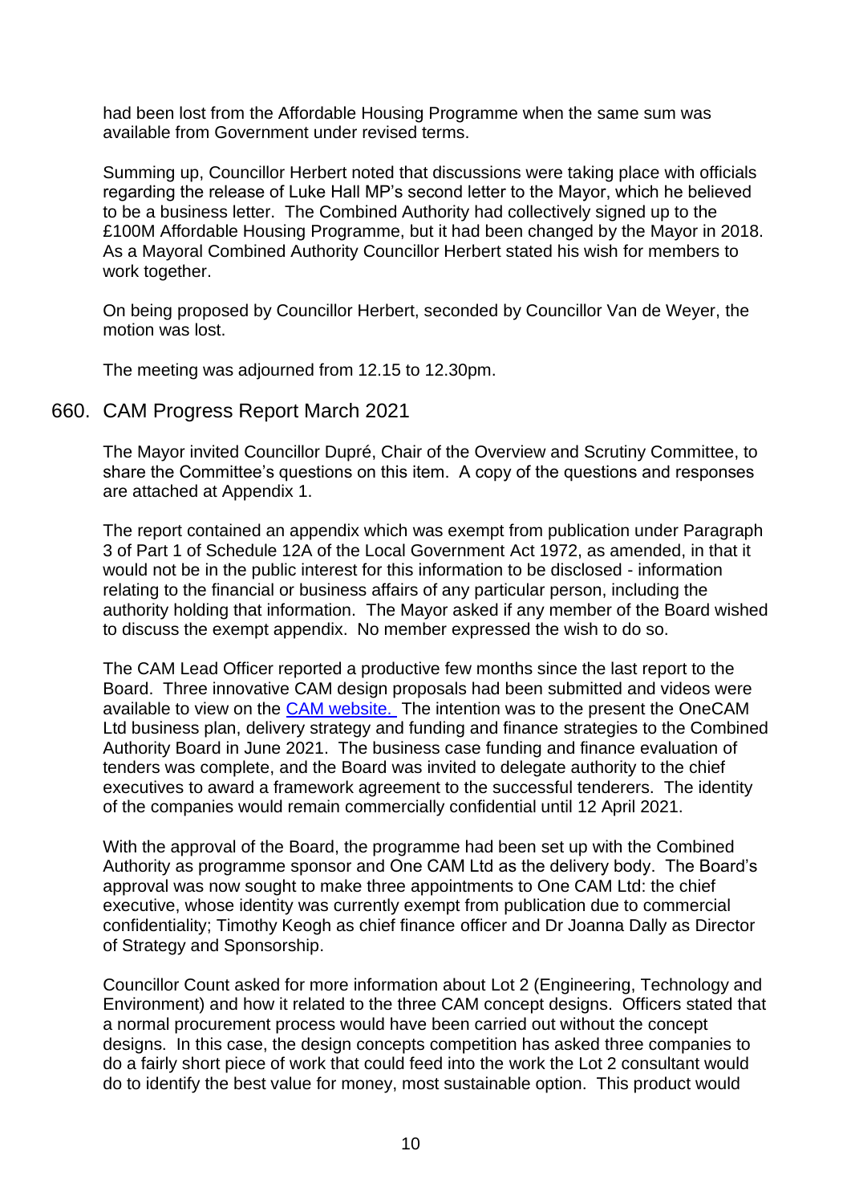had been lost from the Affordable Housing Programme when the same sum was available from Government under revised terms.

Summing up, Councillor Herbert noted that discussions were taking place with officials regarding the release of Luke Hall MP's second letter to the Mayor, which he believed to be a business letter. The Combined Authority had collectively signed up to the £100M Affordable Housing Programme, but it had been changed by the Mayor in 2018. As a Mayoral Combined Authority Councillor Herbert stated his wish for members to work together.

On being proposed by Councillor Herbert, seconded by Councillor Van de Weyer, the motion was lost.

The meeting was adjourned from 12.15 to 12.30pm.

## 660. CAM Progress Report March 2021

The Mayor invited Councillor Dupré, Chair of the Overview and Scrutiny Committee, to share the Committee's questions on this item. A copy of the questions and responses are attached at Appendix 1.

The report contained an appendix which was exempt from publication under Paragraph 3 of Part 1 of Schedule 12A of the Local Government Act 1972, as amended, in that it would not be in the public interest for this information to be disclosed - information relating to the financial or business affairs of any particular person, including the authority holding that information. The Mayor asked if any member of the Board wished to discuss the exempt appendix. No member expressed the wish to do so.

The CAM Lead Officer reported a productive few months since the last report to the Board. Three innovative CAM design proposals had been submitted and videos were available to view on the CAM website. The intention was to the present the OneCAM Ltd business plan, delivery strategy and funding and finance strategies to the Combined Authority Board in June 2021. The business case funding and finance evaluation of tenders was complete, and the Board was invited to delegate authority to the chief executives to award a framework agreement to the successful tenderers. The identity of the companies would remain commercially confidential until 12 April 2021.

With the approval of the Board, the programme had been set up with the Combined Authority as programme sponsor and One CAM Ltd as the delivery body. The Board's approval was now sought to make three appointments to One CAM Ltd: the chief executive, whose identity was currently exempt from publication due to commercial confidentiality; Timothy Keogh as chief finance officer and Dr Joanna Dally as Director of Strategy and Sponsorship.

Councillor Count asked for more information about Lot 2 (Engineering, Technology and Environment) and how it related to the three CAM concept designs. Officers stated that a normal procurement process would have been carried out without the concept designs. In this case, the design concepts competition has asked three companies to do a fairly short piece of work that could feed into the work the Lot 2 consultant would do to identify the best value for money, most sustainable option. This product would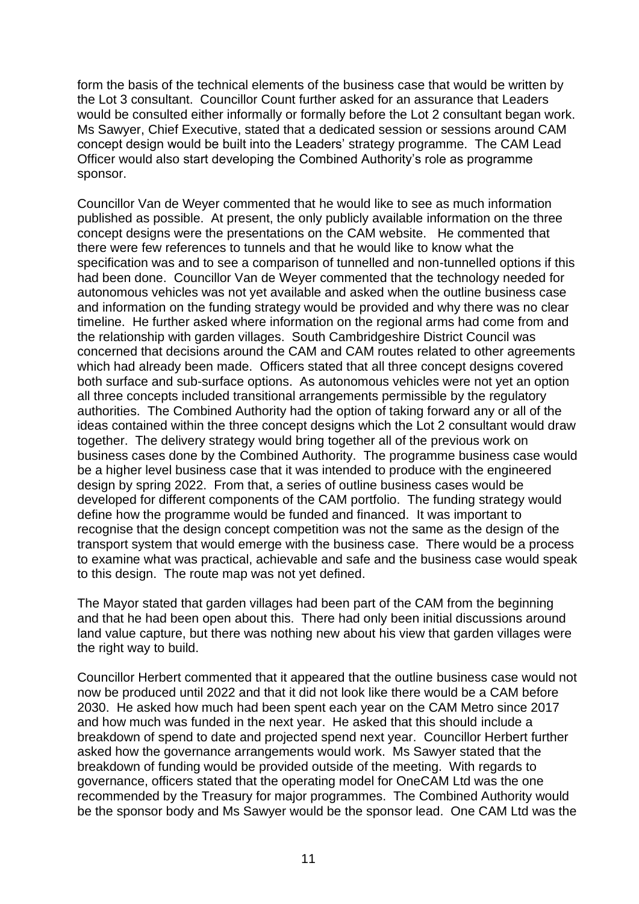form the basis of the technical elements of the business case that would be written by the Lot 3 consultant. Councillor Count further asked for an assurance that Leaders would be consulted either informally or formally before the Lot 2 consultant began work. Ms Sawyer, Chief Executive, stated that a dedicated session or sessions around CAM concept design would be built into the Leaders' strategy programme. The CAM Lead Officer would also start developing the Combined Authority's role as programme sponsor.

Councillor Van de Weyer commented that he would like to see as much information published as possible. At present, the only publicly available information on the three concept designs were the presentations on the CAM website. He commented that there were few references to tunnels and that he would like to know what the specification was and to see a comparison of tunnelled and non-tunnelled options if this had been done. Councillor Van de Weyer commented that the technology needed for autonomous vehicles was not yet available and asked when the outline business case and information on the funding strategy would be provided and why there was no clear timeline. He further asked where information on the regional arms had come from and the relationship with garden villages. South Cambridgeshire District Council was concerned that decisions around the CAM and CAM routes related to other agreements which had already been made. Officers stated that all three concept designs covered both surface and sub-surface options. As autonomous vehicles were not yet an option all three concepts included transitional arrangements permissible by the regulatory authorities. The Combined Authority had the option of taking forward any or all of the ideas contained within the three concept designs which the Lot 2 consultant would draw together. The delivery strategy would bring together all of the previous work on business cases done by the Combined Authority. The programme business case would be a higher level business case that it was intended to produce with the engineered design by spring 2022. From that, a series of outline business cases would be developed for different components of the CAM portfolio. The funding strategy would define how the programme would be funded and financed. It was important to recognise that the design concept competition was not the same as the design of the transport system that would emerge with the business case. There would be a process to examine what was practical, achievable and safe and the business case would speak to this design. The route map was not yet defined.

The Mayor stated that garden villages had been part of the CAM from the beginning and that he had been open about this. There had only been initial discussions around land value capture, but there was nothing new about his view that garden villages were the right way to build.

Councillor Herbert commented that it appeared that the outline business case would not now be produced until 2022 and that it did not look like there would be a CAM before 2030. He asked how much had been spent each year on the CAM Metro since 2017 and how much was funded in the next year. He asked that this should include a breakdown of spend to date and projected spend next year. Councillor Herbert further asked how the governance arrangements would work. Ms Sawyer stated that the breakdown of funding would be provided outside of the meeting. With regards to governance, officers stated that the operating model for OneCAM Ltd was the one recommended by the Treasury for major programmes. The Combined Authority would be the sponsor body and Ms Sawyer would be the sponsor lead. One CAM Ltd was the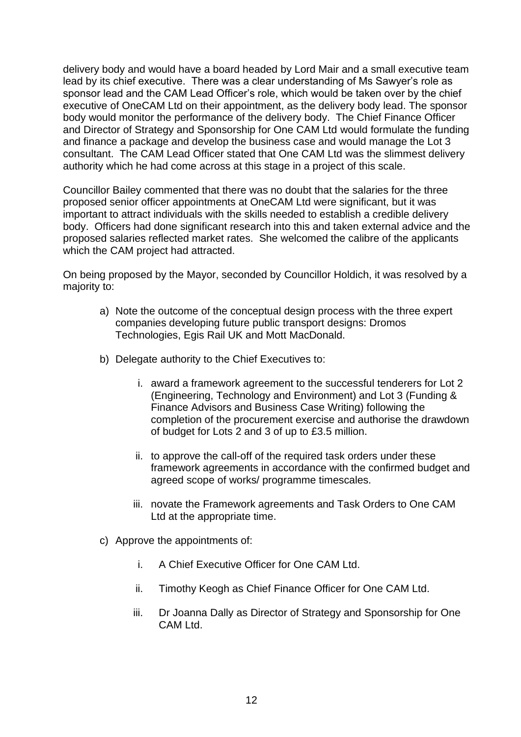delivery body and would have a board headed by Lord Mair and a small executive team lead by its chief executive. There was a clear understanding of Ms Sawyer's role as sponsor lead and the CAM Lead Officer's role, which would be taken over by the chief executive of OneCAM Ltd on their appointment, as the delivery body lead. The sponsor body would monitor the performance of the delivery body. The Chief Finance Officer and Director of Strategy and Sponsorship for One CAM Ltd would formulate the funding and finance a package and develop the business case and would manage the Lot 3 consultant. The CAM Lead Officer stated that One CAM Ltd was the slimmest delivery authority which he had come across at this stage in a project of this scale.

Councillor Bailey commented that there was no doubt that the salaries for the three proposed senior officer appointments at OneCAM Ltd were significant, but it was important to attract individuals with the skills needed to establish a credible delivery body. Officers had done significant research into this and taken external advice and the proposed salaries reflected market rates. She welcomed the calibre of the applicants which the CAM project had attracted.

On being proposed by the Mayor, seconded by Councillor Holdich, it was resolved by a majority to:

a) Note the outcome of the conceptual design process with the three expert companies developing future public transport designs: Dromos Technologies, Egis Rail UK and Mott MacDonald.

b) Delegate authority to the Chief Executives to:

   i. award a framework agreement to the successful tenderers for Lot 2 (Engineering, Technology and Environment) and Lot 3 (Funding & Finance Advisors and Business Case Writing) following the completion of the procurement exercise and authorise the drawdown of budget for Lots 2 and 3 of up to £3.5 million.

   ii. to approve the call-off of the required task orders under these framework agreements in accordance with the confirmed budget and agreed scope of works/ programme timescales.

   iii. novate the Framework agreements and Task Orders to One CAM Ltd at the appropriate time.

c) Approve the appointments of:

   i. A Chief Executive Officer for One CAM Ltd.

   ii. Timothy Keogh as Chief Finance Officer for One CAM Ltd.

   iii. Dr Joanna Dally as Director of Strategy and Sponsorship for One CAM Ltd.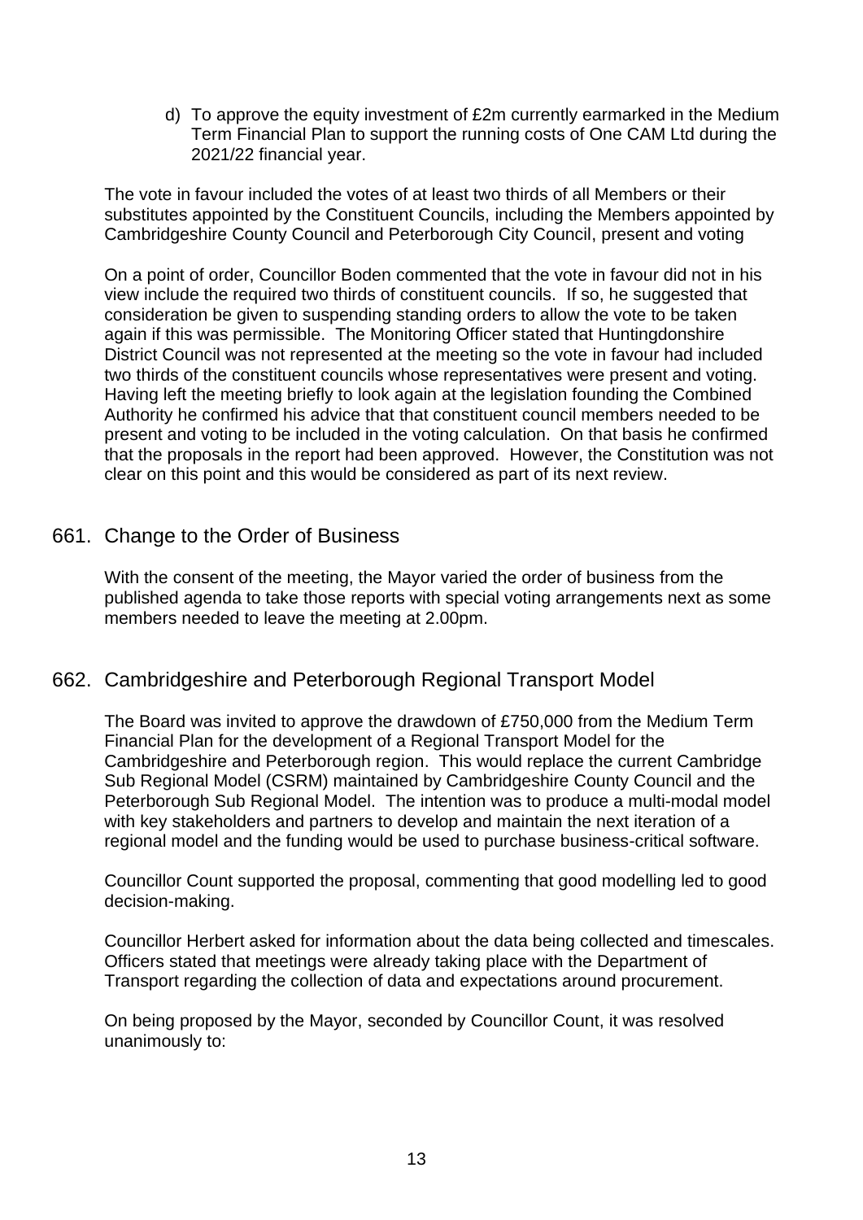d) To approve the equity investment of £2m currently earmarked in the Medium Term Financial Plan to support the running costs of One CAM Ltd during the 2021/22 financial year.

The vote in favour included the votes of at least two thirds of all Members or their substitutes appointed by the Constituent Councils, including the Members appointed by Cambridgeshire County Council and Peterborough City Council, present and voting

On a point of order, Councillor Boden commented that the vote in favour did not in his view include the required two thirds of constituent councils. If so, he suggested that consideration be given to suspending standing orders to allow the vote to be taken again if this was permissible. The Monitoring Officer stated that Huntingdonshire District Council was not represented at the meeting so the vote in favour had included two thirds of the constituent councils whose representatives were present and voting. Having left the meeting briefly to look again at the legislation founding the Combined Authority he confirmed his advice that that constituent council members needed to be present and voting to be included in the voting calculation. On that basis he confirmed that the proposals in the report had been approved. However, the Constitution was not clear on this point and this would be considered as part of its next review.

## 661. Change to the Order of Business

With the consent of the meeting, the Mayor varied the order of business from the published agenda to take those reports with special voting arrangements next as some members needed to leave the meeting at 2.00pm.

## 662. Cambridgeshire and Peterborough Regional Transport Model

The Board was invited to approve the drawdown of £750,000 from the Medium Term Financial Plan for the development of a Regional Transport Model for the Cambridgeshire and Peterborough region. This would replace the current Cambridge Sub Regional Model (CSRM) maintained by Cambridgeshire County Council and the Peterborough Sub Regional Model. The intention was to produce a multi-modal model with key stakeholders and partners to develop and maintain the next iteration of a regional model and the funding would be used to purchase business-critical software.

Councillor Count supported the proposal, commenting that good modelling led to good decision-making.

Councillor Herbert asked for information about the data being collected and timescales. Officers stated that meetings were already taking place with the Department of Transport regarding the collection of data and expectations around procurement.

On being proposed by the Mayor, seconded by Councillor Count, it was resolved unanimously to: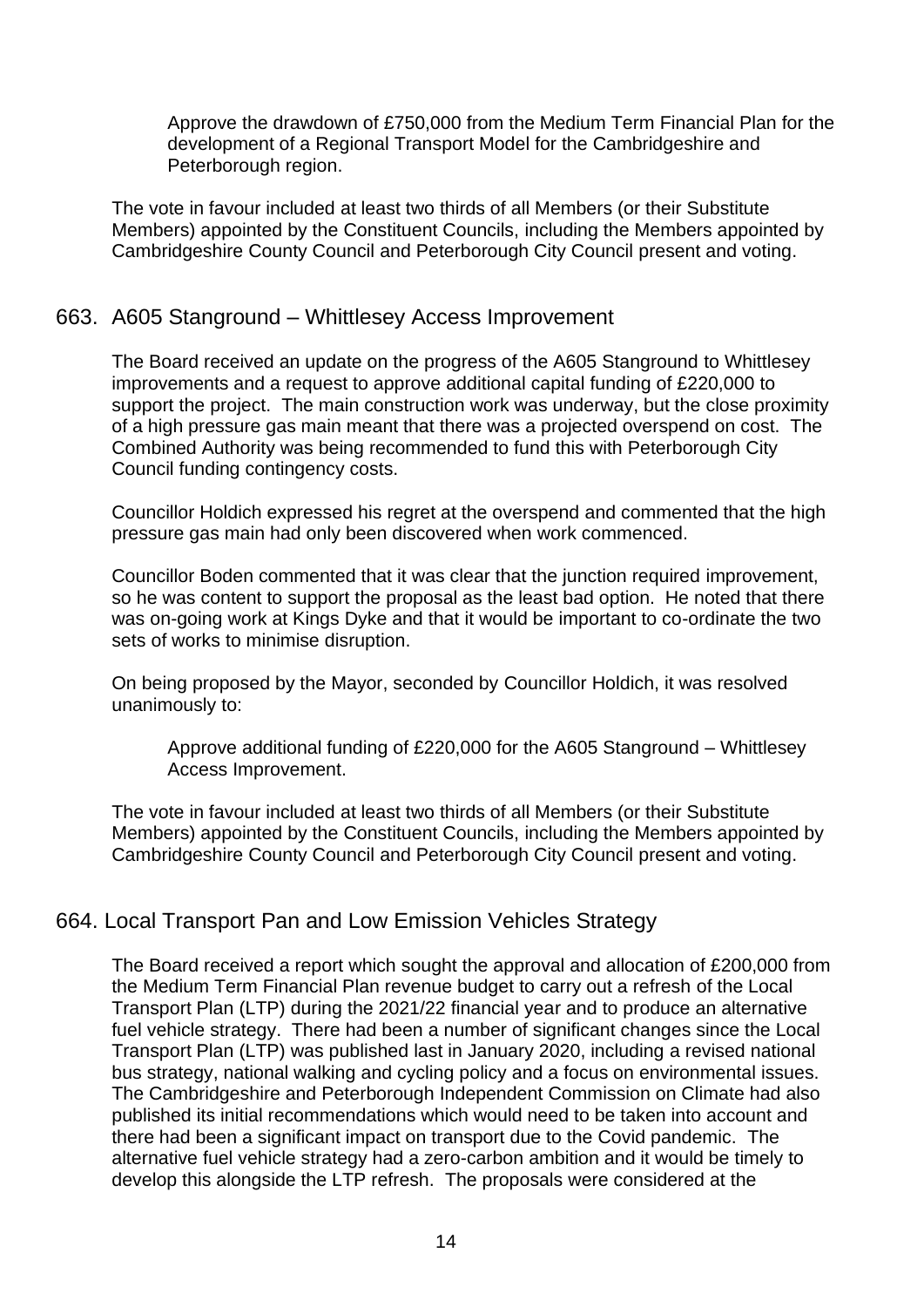> Approve the drawdown of £750,000 from the Medium Term Financial Plan for the development of a Regional Transport Model for the Cambridgeshire and Peterborough region.

The vote in favour included at least two thirds of all Members (or their Substitute Members) appointed by the Constituent Councils, including the Members appointed by Cambridgeshire County Council and Peterborough City Council present and voting.

## 663. A605 Stanground – Whittlesey Access Improvement

The Board received an update on the progress of the A605 Stanground to Whittlesey improvements and a request to approve additional capital funding of £220,000 to support the project. The main construction work was underway, but the close proximity of a high pressure gas main meant that there was a projected overspend on cost. The Combined Authority was being recommended to fund this with Peterborough City Council funding contingency costs.

Councillor Holdich expressed his regret at the overspend and commented that the high pressure gas main had only been discovered when work commenced.

Councillor Boden commented that it was clear that the junction required improvement, so he was content to support the proposal as the least bad option. He noted that there was on-going work at Kings Dyke and that it would be important to co-ordinate the two sets of works to minimise disruption.

On being proposed by the Mayor, seconded by Councillor Holdich, it was resolved unanimously to:

> Approve additional funding of £220,000 for the A605 Stanground – Whittlesey Access Improvement.

The vote in favour included at least two thirds of all Members (or their Substitute Members) appointed by the Constituent Councils, including the Members appointed by Cambridgeshire County Council and Peterborough City Council present and voting.

## 664. Local Transport Pan and Low Emission Vehicles Strategy

The Board received a report which sought the approval and allocation of £200,000 from the Medium Term Financial Plan revenue budget to carry out a refresh of the Local Transport Plan (LTP) during the 2021/22 financial year and to produce an alternative fuel vehicle strategy. There had been a number of significant changes since the Local Transport Plan (LTP) was published last in January 2020, including a revised national bus strategy, national walking and cycling policy and a focus on environmental issues. The Cambridgeshire and Peterborough Independent Commission on Climate had also published its initial recommendations which would need to be taken into account and there had been a significant impact on transport due to the Covid pandemic. The alternative fuel vehicle strategy had a zero-carbon ambition and it would be timely to develop this alongside the LTP refresh. The proposals were considered at the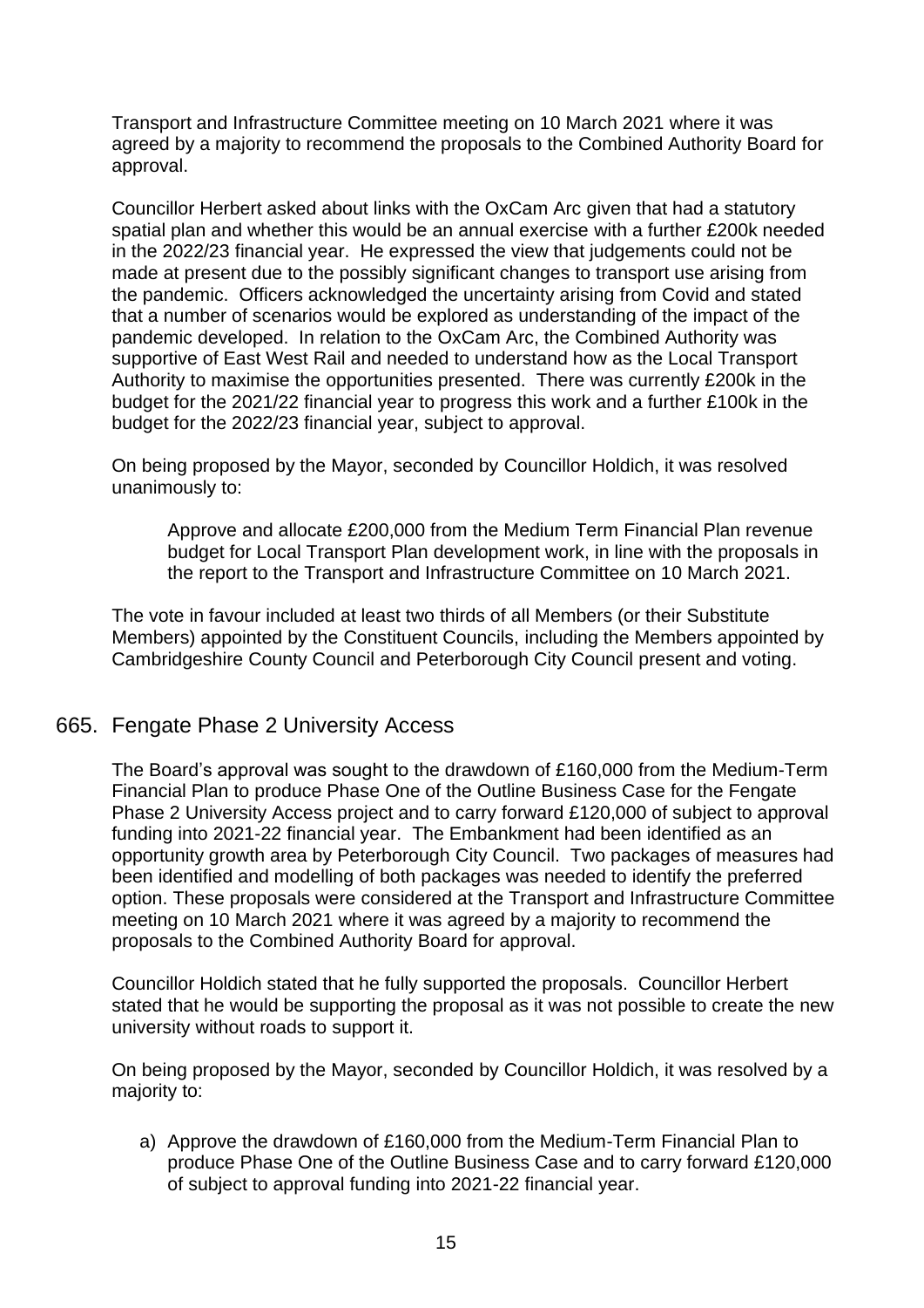Transport and Infrastructure Committee meeting on 10 March 2021 where it was agreed by a majority to recommend the proposals to the Combined Authority Board for approval.

Councillor Herbert asked about links with the OxCam Arc given that had a statutory spatial plan and whether this would be an annual exercise with a further £200k needed in the 2022/23 financial year. He expressed the view that judgements could not be made at present due to the possibly significant changes to transport use arising from the pandemic. Officers acknowledged the uncertainty arising from Covid and stated that a number of scenarios would be explored as understanding of the impact of the pandemic developed. In relation to the OxCam Arc, the Combined Authority was supportive of East West Rail and needed to understand how as the Local Transport Authority to maximise the opportunities presented. There was currently £200k in the budget for the 2021/22 financial year to progress this work and a further £100k in the budget for the 2022/23 financial year, subject to approval.

On being proposed by the Mayor, seconded by Councillor Holdich, it was resolved unanimously to:

> Approve and allocate £200,000 from the Medium Term Financial Plan revenue budget for Local Transport Plan development work, in line with the proposals in the report to the Transport and Infrastructure Committee on 10 March 2021.

The vote in favour included at least two thirds of all Members (or their Substitute Members) appointed by the Constituent Councils, including the Members appointed by Cambridgeshire County Council and Peterborough City Council present and voting.

## 665. Fengate Phase 2 University Access

The Board's approval was sought to the drawdown of £160,000 from the Medium-Term Financial Plan to produce Phase One of the Outline Business Case for the Fengate Phase 2 University Access project and to carry forward £120,000 of subject to approval funding into 2021-22 financial year. The Embankment had been identified as an opportunity growth area by Peterborough City Council. Two packages of measures had been identified and modelling of both packages was needed to identify the preferred option. These proposals were considered at the Transport and Infrastructure Committee meeting on 10 March 2021 where it was agreed by a majority to recommend the proposals to the Combined Authority Board for approval.

Councillor Holdich stated that he fully supported the proposals. Councillor Herbert stated that he would be supporting the proposal as it was not possible to create the new university without roads to support it.

On being proposed by the Mayor, seconded by Councillor Holdich, it was resolved by a majority to:

a) Approve the drawdown of £160,000 from the Medium-Term Financial Plan to produce Phase One of the Outline Business Case and to carry forward £120,000 of subject to approval funding into 2021-22 financial year.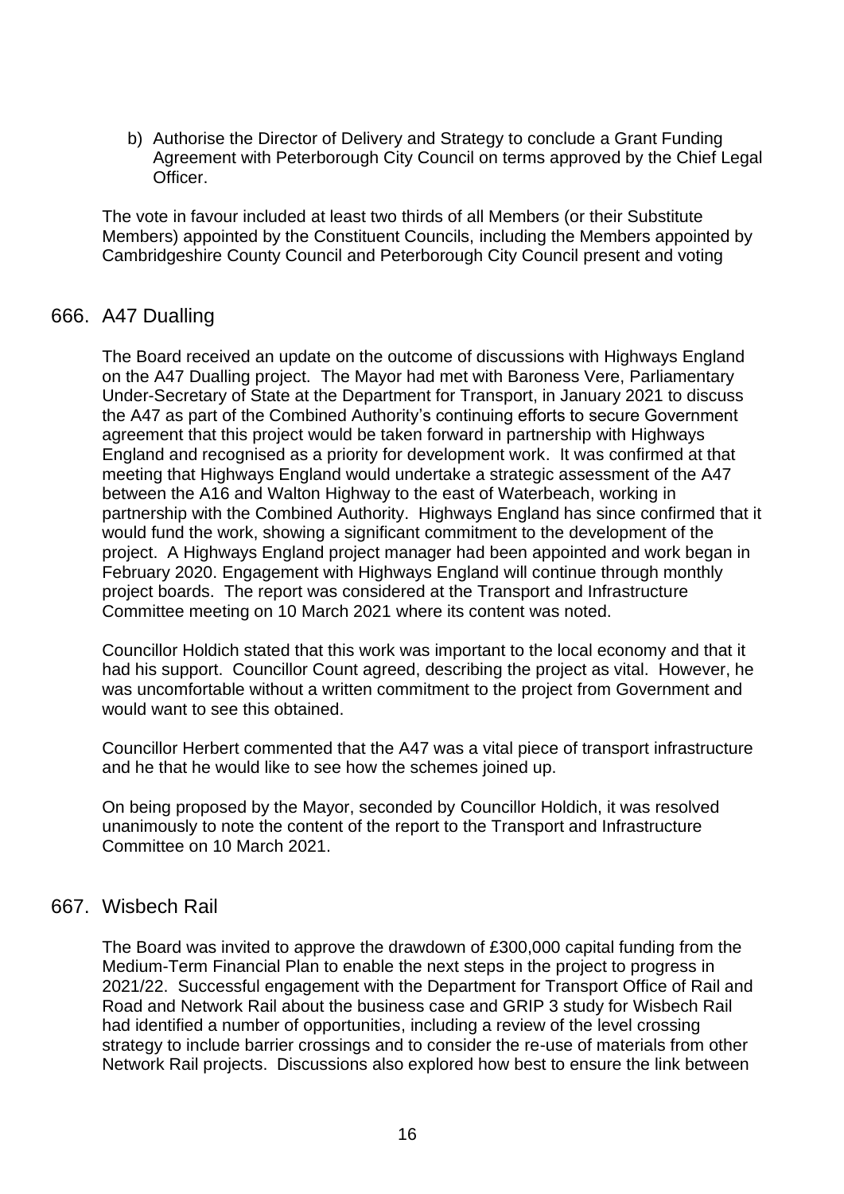b) Authorise the Director of Delivery and Strategy to conclude a Grant Funding Agreement with Peterborough City Council on terms approved by the Chief Legal Officer.

The vote in favour included at least two thirds of all Members (or their Substitute Members) appointed by the Constituent Councils, including the Members appointed by Cambridgeshire County Council and Peterborough City Council present and voting

## 666. A47 Dualling

The Board received an update on the outcome of discussions with Highways England on the A47 Dualling project. The Mayor had met with Baroness Vere, Parliamentary Under-Secretary of State at the Department for Transport, in January 2021 to discuss the A47 as part of the Combined Authority's continuing efforts to secure Government agreement that this project would be taken forward in partnership with Highways England and recognised as a priority for development work. It was confirmed at that meeting that Highways England would undertake a strategic assessment of the A47 between the A16 and Walton Highway to the east of Waterbeach, working in partnership with the Combined Authority. Highways England has since confirmed that it would fund the work, showing a significant commitment to the development of the project. A Highways England project manager had been appointed and work began in February 2020. Engagement with Highways England will continue through monthly project boards. The report was considered at the Transport and Infrastructure Committee meeting on 10 March 2021 where its content was noted.

Councillor Holdich stated that this work was important to the local economy and that it had his support. Councillor Count agreed, describing the project as vital. However, he was uncomfortable without a written commitment to the project from Government and would want to see this obtained.

Councillor Herbert commented that the A47 was a vital piece of transport infrastructure and he that he would like to see how the schemes joined up.

On being proposed by the Mayor, seconded by Councillor Holdich, it was resolved unanimously to note the content of the report to the Transport and Infrastructure Committee on 10 March 2021.

## 667. Wisbech Rail

The Board was invited to approve the drawdown of £300,000 capital funding from the Medium-Term Financial Plan to enable the next steps in the project to progress in 2021/22. Successful engagement with the Department for Transport Office of Rail and Road and Network Rail about the business case and GRIP 3 study for Wisbech Rail had identified a number of opportunities, including a review of the level crossing strategy to include barrier crossings and to consider the re-use of materials from other Network Rail projects. Discussions also explored how best to ensure the link between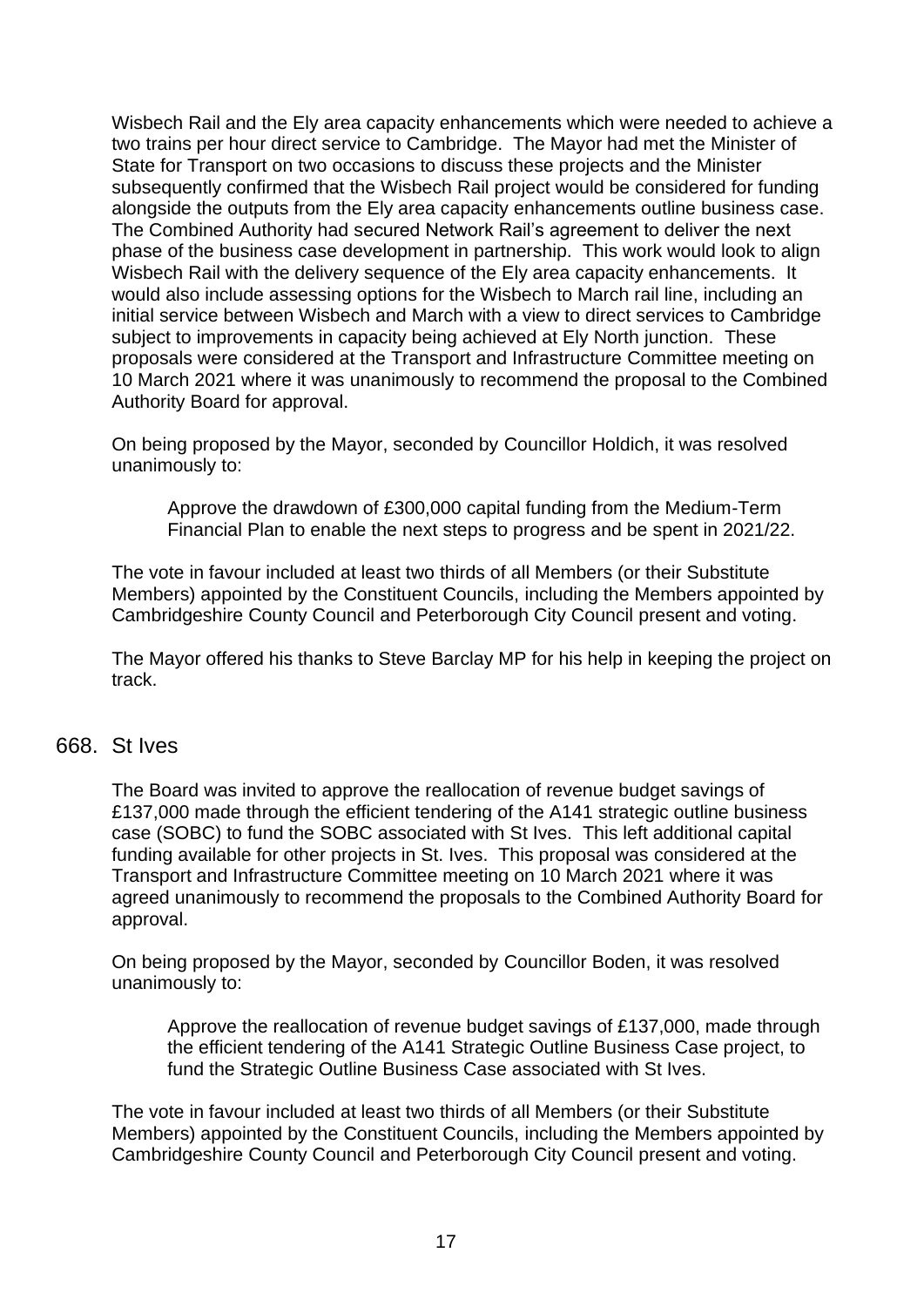Wisbech Rail and the Ely area capacity enhancements which were needed to achieve a two trains per hour direct service to Cambridge. The Mayor had met the Minister of State for Transport on two occasions to discuss these projects and the Minister subsequently confirmed that the Wisbech Rail project would be considered for funding alongside the outputs from the Ely area capacity enhancements outline business case. The Combined Authority had secured Network Rail's agreement to deliver the next phase of the business case development in partnership. This work would look to align Wisbech Rail with the delivery sequence of the Ely area capacity enhancements. It would also include assessing options for the Wisbech to March rail line, including an initial service between Wisbech and March with a view to direct services to Cambridge subject to improvements in capacity being achieved at Ely North junction. These proposals were considered at the Transport and Infrastructure Committee meeting on 10 March 2021 where it was unanimously to recommend the proposal to the Combined Authority Board for approval.

On being proposed by the Mayor, seconded by Councillor Holdich, it was resolved unanimously to:

> Approve the drawdown of £300,000 capital funding from the Medium-Term Financial Plan to enable the next steps to progress and be spent in 2021/22.

The vote in favour included at least two thirds of all Members (or their Substitute Members) appointed by the Constituent Councils, including the Members appointed by Cambridgeshire County Council and Peterborough City Council present and voting.

The Mayor offered his thanks to Steve Barclay MP for his help in keeping the project on track.

## 668. St Ives

The Board was invited to approve the reallocation of revenue budget savings of £137,000 made through the efficient tendering of the A141 strategic outline business case (SOBC) to fund the SOBC associated with St Ives. This left additional capital funding available for other projects in St. Ives. This proposal was considered at the Transport and Infrastructure Committee meeting on 10 March 2021 where it was agreed unanimously to recommend the proposals to the Combined Authority Board for approval.

On being proposed by the Mayor, seconded by Councillor Boden, it was resolved unanimously to:

> Approve the reallocation of revenue budget savings of £137,000, made through the efficient tendering of the A141 Strategic Outline Business Case project, to fund the Strategic Outline Business Case associated with St Ives.

The vote in favour included at least two thirds of all Members (or their Substitute Members) appointed by the Constituent Councils, including the Members appointed by Cambridgeshire County Council and Peterborough City Council present and voting.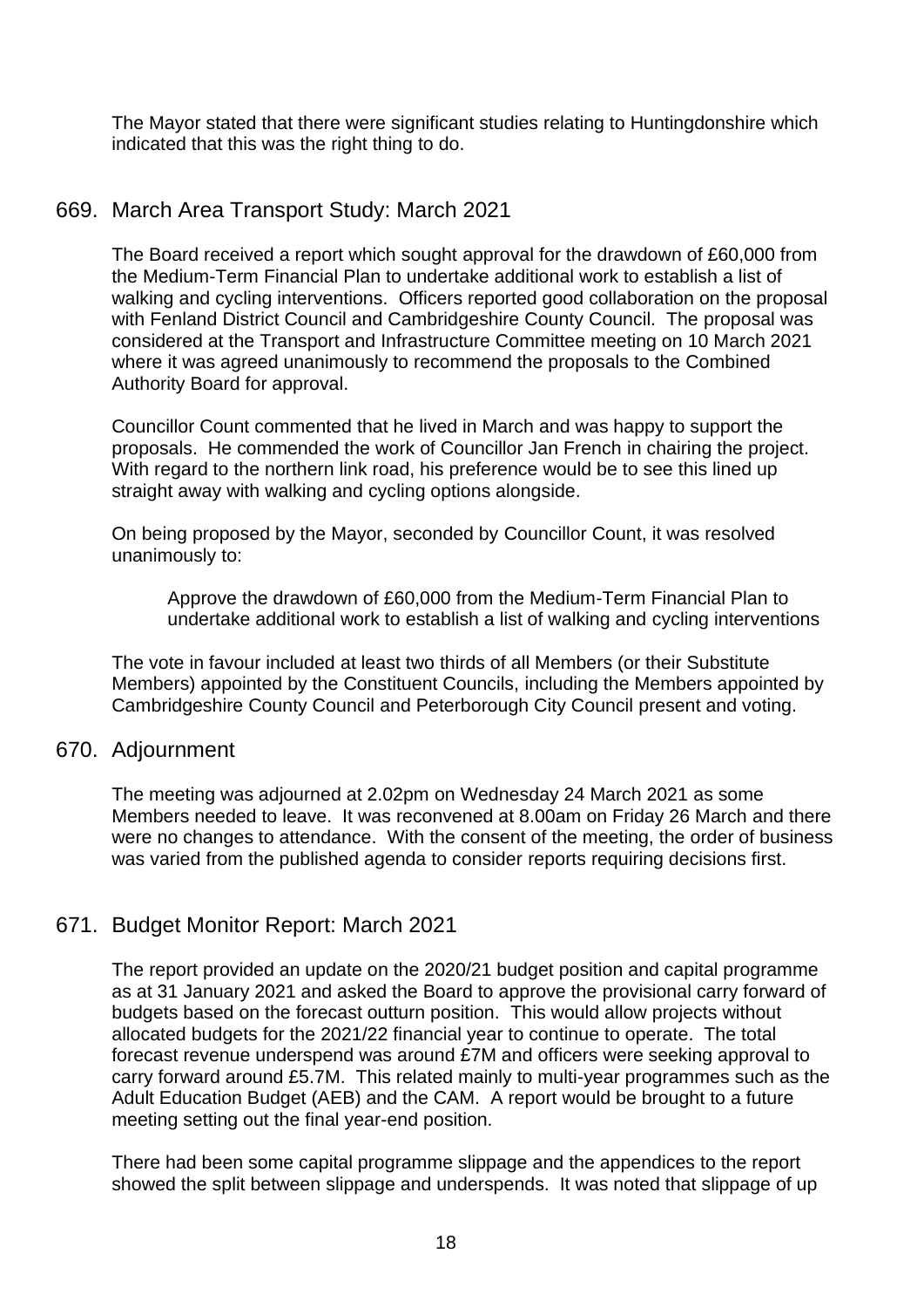The Mayor stated that there were significant studies relating to Huntingdonshire which indicated that this was the right thing to do.

## 669. March Area Transport Study: March 2021

The Board received a report which sought approval for the drawdown of £60,000 from the Medium-Term Financial Plan to undertake additional work to establish a list of walking and cycling interventions. Officers reported good collaboration on the proposal with Fenland District Council and Cambridgeshire County Council. The proposal was considered at the Transport and Infrastructure Committee meeting on 10 March 2021 where it was agreed unanimously to recommend the proposals to the Combined Authority Board for approval.

Councillor Count commented that he lived in March and was happy to support the proposals. He commended the work of Councillor Jan French in chairing the project. With regard to the northern link road, his preference would be to see this lined up straight away with walking and cycling options alongside.

On being proposed by the Mayor, seconded by Councillor Count, it was resolved unanimously to:

> Approve the drawdown of £60,000 from the Medium-Term Financial Plan to undertake additional work to establish a list of walking and cycling interventions

The vote in favour included at least two thirds of all Members (or their Substitute Members) appointed by the Constituent Councils, including the Members appointed by Cambridgeshire County Council and Peterborough City Council present and voting.

## 670. Adjournment

The meeting was adjourned at 2.02pm on Wednesday 24 March 2021 as some Members needed to leave. It was reconvened at 8.00am on Friday 26 March and there were no changes to attendance. With the consent of the meeting, the order of business was varied from the published agenda to consider reports requiring decisions first.

## 671. Budget Monitor Report: March 2021

The report provided an update on the 2020/21 budget position and capital programme as at 31 January 2021 and asked the Board to approve the provisional carry forward of budgets based on the forecast outturn position. This would allow projects without allocated budgets for the 2021/22 financial year to continue to operate. The total forecast revenue underspend was around £7M and officers were seeking approval to carry forward around £5.7M. This related mainly to multi-year programmes such as the Adult Education Budget (AEB) and the CAM. A report would be brought to a future meeting setting out the final year-end position.

There had been some capital programme slippage and the appendices to the report showed the split between slippage and underspends. It was noted that slippage of up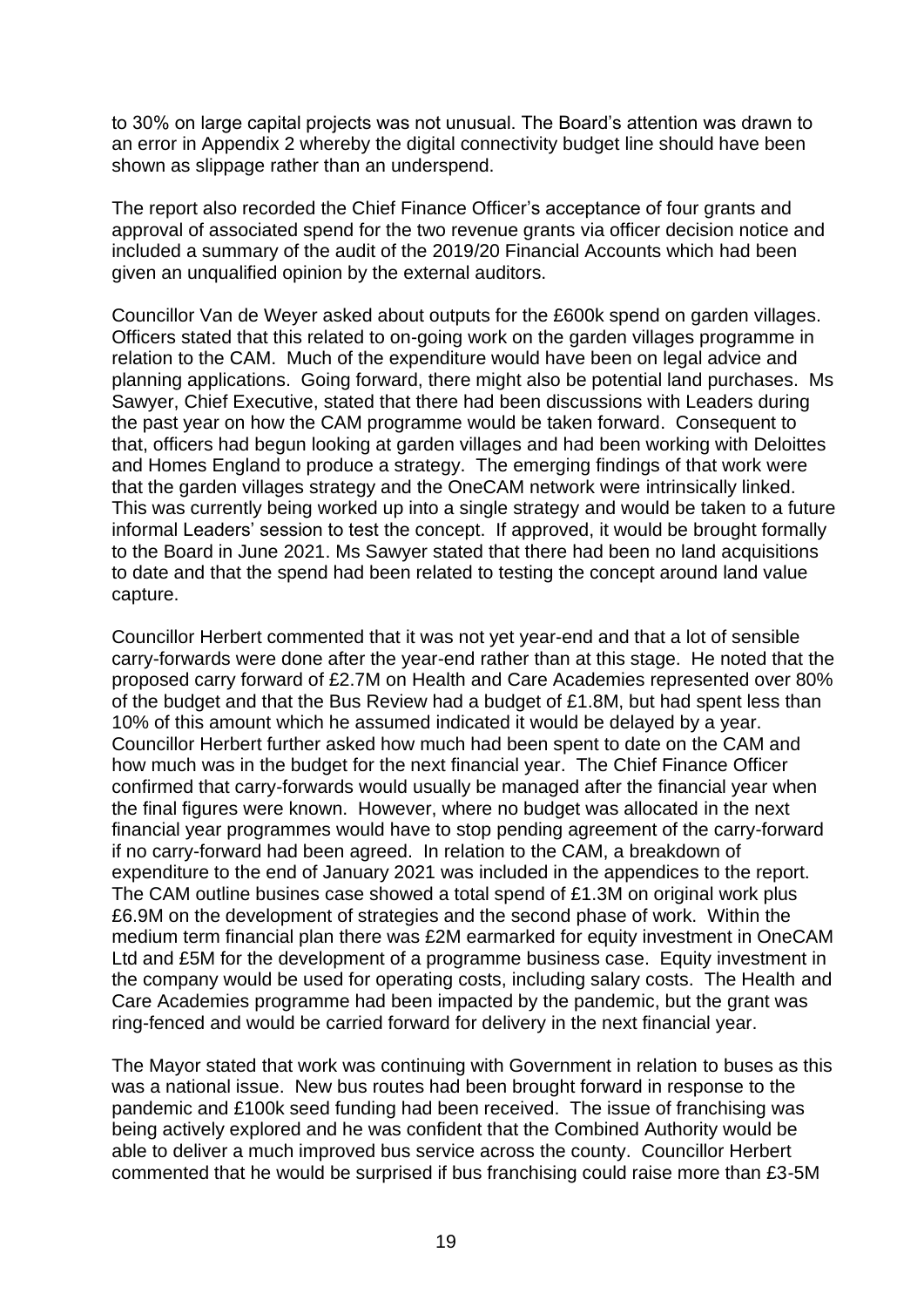to 30% on large capital projects was not unusual. The Board's attention was drawn to an error in Appendix 2 whereby the digital connectivity budget line should have been shown as slippage rather than an underspend.

The report also recorded the Chief Finance Officer's acceptance of four grants and approval of associated spend for the two revenue grants via officer decision notice and included a summary of the audit of the 2019/20 Financial Accounts which had been given an unqualified opinion by the external auditors.

Councillor Van de Weyer asked about outputs for the £600k spend on garden villages. Officers stated that this related to on-going work on the garden villages programme in relation to the CAM. Much of the expenditure would have been on legal advice and planning applications. Going forward, there might also be potential land purchases. Ms Sawyer, Chief Executive, stated that there had been discussions with Leaders during the past year on how the CAM programme would be taken forward. Consequent to that, officers had begun looking at garden villages and had been working with Deloittes and Homes England to produce a strategy. The emerging findings of that work were that the garden villages strategy and the OneCAM network were intrinsically linked. This was currently being worked up into a single strategy and would be taken to a future informal Leaders' session to test the concept. If approved, it would be brought formally to the Board in June 2021. Ms Sawyer stated that there had been no land acquisitions to date and that the spend had been related to testing the concept around land value capture.

Councillor Herbert commented that it was not yet year-end and that a lot of sensible carry-forwards were done after the year-end rather than at this stage. He noted that the proposed carry forward of £2.7M on Health and Care Academies represented over 80% of the budget and that the Bus Review had a budget of £1.8M, but had spent less than 10% of this amount which he assumed indicated it would be delayed by a year. Councillor Herbert further asked how much had been spent to date on the CAM and how much was in the budget for the next financial year. The Chief Finance Officer confirmed that carry-forwards would usually be managed after the financial year when the final figures were known. However, where no budget was allocated in the next financial year programmes would have to stop pending agreement of the carry-forward if no carry-forward had been agreed. In relation to the CAM, a breakdown of expenditure to the end of January 2021 was included in the appendices to the report. The CAM outline busines case showed a total spend of £1.3M on original work plus £6.9M on the development of strategies and the second phase of work. Within the medium term financial plan there was £2M earmarked for equity investment in OneCAM Ltd and £5M for the development of a programme business case. Equity investment in the company would be used for operating costs, including salary costs. The Health and Care Academies programme had been impacted by the pandemic, but the grant was ring-fenced and would be carried forward for delivery in the next financial year.

The Mayor stated that work was continuing with Government in relation to buses as this was a national issue. New bus routes had been brought forward in response to the pandemic and £100k seed funding had been received. The issue of franchising was being actively explored and he was confident that the Combined Authority would be able to deliver a much improved bus service across the county. Councillor Herbert commented that he would be surprised if bus franchising could raise more than £3-5M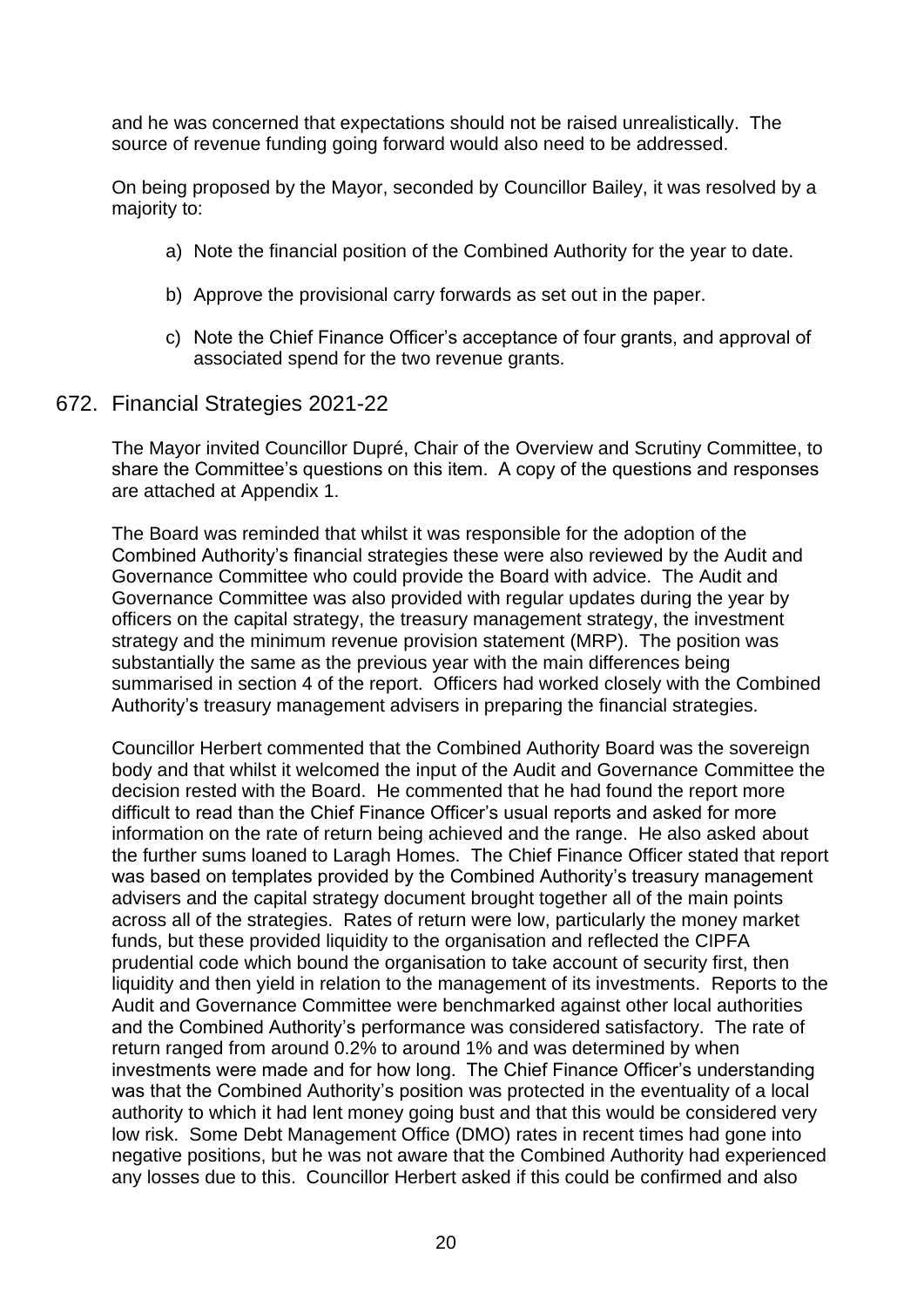and he was concerned that expectations should not be raised unrealistically. The source of revenue funding going forward would also need to be addressed.

On being proposed by the Mayor, seconded by Councillor Bailey, it was resolved by a majority to:

a) Note the financial position of the Combined Authority for the year to date.

b) Approve the provisional carry forwards as set out in the paper.

c) Note the Chief Finance Officer's acceptance of four grants, and approval of associated spend for the two revenue grants.

## 672. Financial Strategies 2021-22

The Mayor invited Councillor Dupré, Chair of the Overview and Scrutiny Committee, to share the Committee's questions on this item. A copy of the questions and responses are attached at Appendix 1.

The Board was reminded that whilst it was responsible for the adoption of the Combined Authority's financial strategies these were also reviewed by the Audit and Governance Committee who could provide the Board with advice. The Audit and Governance Committee was also provided with regular updates during the year by officers on the capital strategy, the treasury management strategy, the investment strategy and the minimum revenue provision statement (MRP). The position was substantially the same as the previous year with the main differences being summarised in section 4 of the report. Officers had worked closely with the Combined Authority's treasury management advisers in preparing the financial strategies.

Councillor Herbert commented that the Combined Authority Board was the sovereign body and that whilst it welcomed the input of the Audit and Governance Committee the decision rested with the Board. He commented that he had found the report more difficult to read than the Chief Finance Officer's usual reports and asked for more information on the rate of return being achieved and the range. He also asked about the further sums loaned to Laragh Homes. The Chief Finance Officer stated that report was based on templates provided by the Combined Authority's treasury management advisers and the capital strategy document brought together all of the main points across all of the strategies. Rates of return were low, particularly the money market funds, but these provided liquidity to the organisation and reflected the CIPFA prudential code which bound the organisation to take account of security first, then liquidity and then yield in relation to the management of its investments. Reports to the Audit and Governance Committee were benchmarked against other local authorities and the Combined Authority's performance was considered satisfactory. The rate of return ranged from around 0.2% to around 1% and was determined by when investments were made and for how long. The Chief Finance Officer's understanding was that the Combined Authority's position was protected in the eventuality of a local authority to which it had lent money going bust and that this would be considered very low risk. Some Debt Management Office (DMO) rates in recent times had gone into negative positions, but he was not aware that the Combined Authority had experienced any losses due to this. Councillor Herbert asked if this could be confirmed and also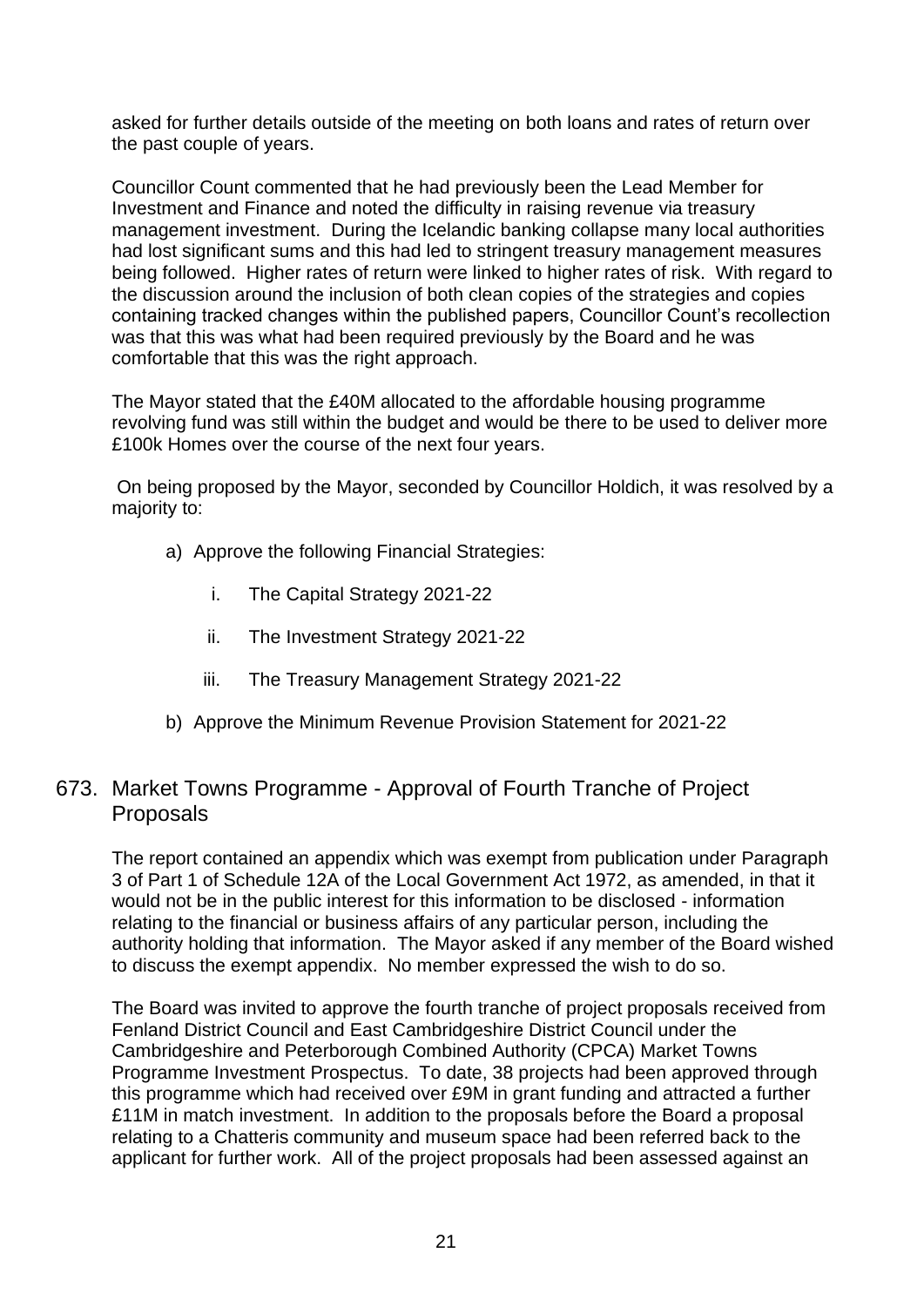asked for further details outside of the meeting on both loans and rates of return over the past couple of years.

Councillor Count commented that he had previously been the Lead Member for Investment and Finance and noted the difficulty in raising revenue via treasury management investment. During the Icelandic banking collapse many local authorities had lost significant sums and this had led to stringent treasury management measures being followed. Higher rates of return were linked to higher rates of risk. With regard to the discussion around the inclusion of both clean copies of the strategies and copies containing tracked changes within the published papers, Councillor Count's recollection was that this was what had been required previously by the Board and he was comfortable that this was the right approach.

The Mayor stated that the £40M allocated to the affordable housing programme revolving fund was still within the budget and would be there to be used to deliver more £100k Homes over the course of the next four years.

On being proposed by the Mayor, seconded by Councillor Holdich, it was resolved by a majority to:

a) Approve the following Financial Strategies:

   i. The Capital Strategy 2021-22

   ii. The Investment Strategy 2021-22

   iii. The Treasury Management Strategy 2021-22

b) Approve the Minimum Revenue Provision Statement for 2021-22

## 673. Market Towns Programme - Approval of Fourth Tranche of Project Proposals

The report contained an appendix which was exempt from publication under Paragraph 3 of Part 1 of Schedule 12A of the Local Government Act 1972, as amended, in that it would not be in the public interest for this information to be disclosed - information relating to the financial or business affairs of any particular person, including the authority holding that information. The Mayor asked if any member of the Board wished to discuss the exempt appendix. No member expressed the wish to do so.

The Board was invited to approve the fourth tranche of project proposals received from Fenland District Council and East Cambridgeshire District Council under the Cambridgeshire and Peterborough Combined Authority (CPCA) Market Towns Programme Investment Prospectus. To date, 38 projects had been approved through this programme which had received over £9M in grant funding and attracted a further £11M in match investment. In addition to the proposals before the Board a proposal relating to a Chatteris community and museum space had been referred back to the applicant for further work. All of the project proposals had been assessed against an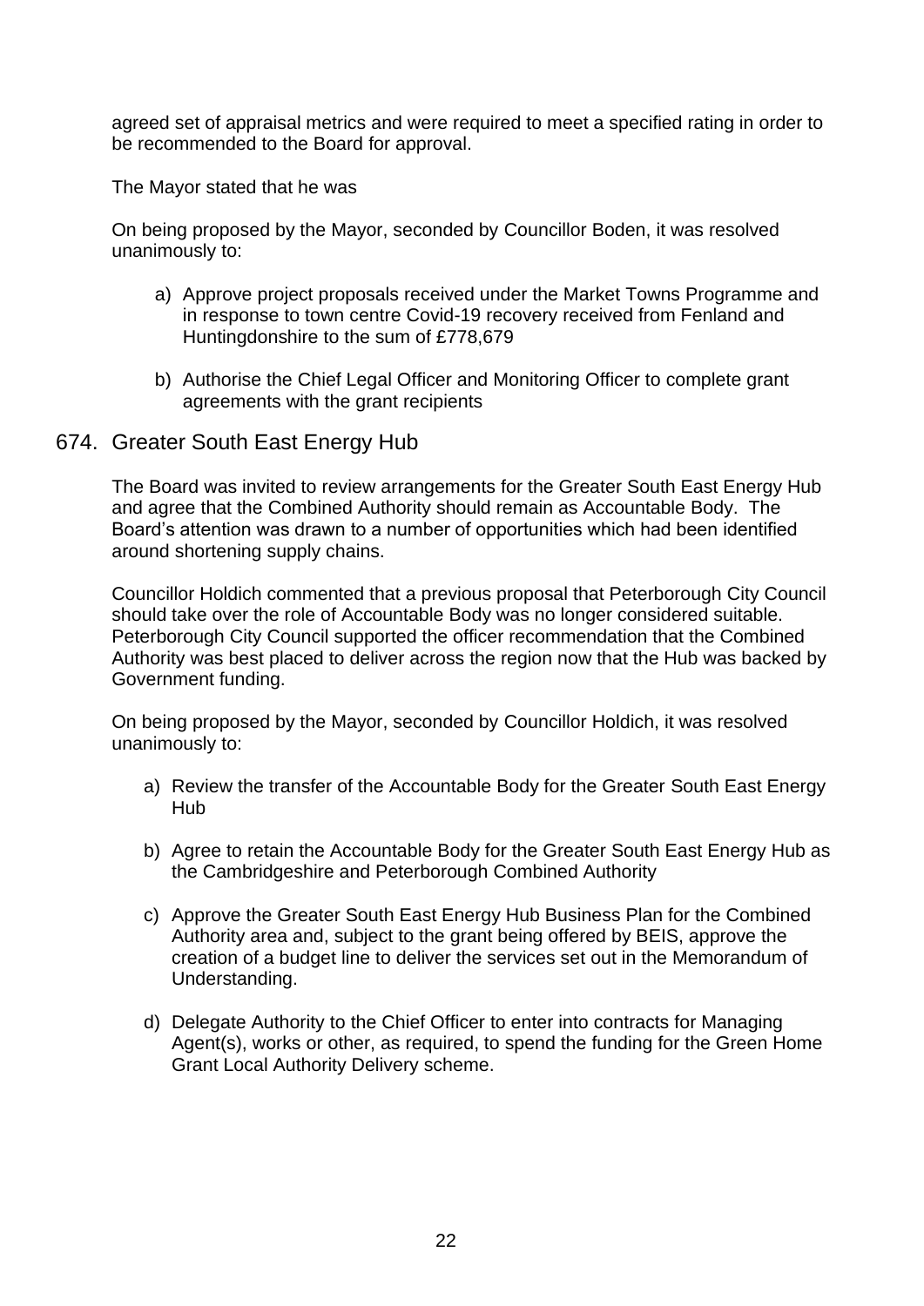agreed set of appraisal metrics and were required to meet a specified rating in order to be recommended to the Board for approval.

The Mayor stated that he was

On being proposed by the Mayor, seconded by Councillor Boden, it was resolved unanimously to:

a) Approve project proposals received under the Market Towns Programme and in response to town centre Covid-19 recovery received from Fenland and Huntingdonshire to the sum of £778,679

b) Authorise the Chief Legal Officer and Monitoring Officer to complete grant agreements with the grant recipients

## 674. Greater South East Energy Hub

The Board was invited to review arrangements for the Greater South East Energy Hub and agree that the Combined Authority should remain as Accountable Body. The Board's attention was drawn to a number of opportunities which had been identified around shortening supply chains.

Councillor Holdich commented that a previous proposal that Peterborough City Council should take over the role of Accountable Body was no longer considered suitable. Peterborough City Council supported the officer recommendation that the Combined Authority was best placed to deliver across the region now that the Hub was backed by Government funding.

On being proposed by the Mayor, seconded by Councillor Holdich, it was resolved unanimously to:

a) Review the transfer of the Accountable Body for the Greater South East Energy Hub

b) Agree to retain the Accountable Body for the Greater South East Energy Hub as the Cambridgeshire and Peterborough Combined Authority

c) Approve the Greater South East Energy Hub Business Plan for the Combined Authority area and, subject to the grant being offered by BEIS, approve the creation of a budget line to deliver the services set out in the Memorandum of Understanding.

d) Delegate Authority to the Chief Officer to enter into contracts for Managing Agent(s), works or other, as required, to spend the funding for the Green Home Grant Local Authority Delivery scheme.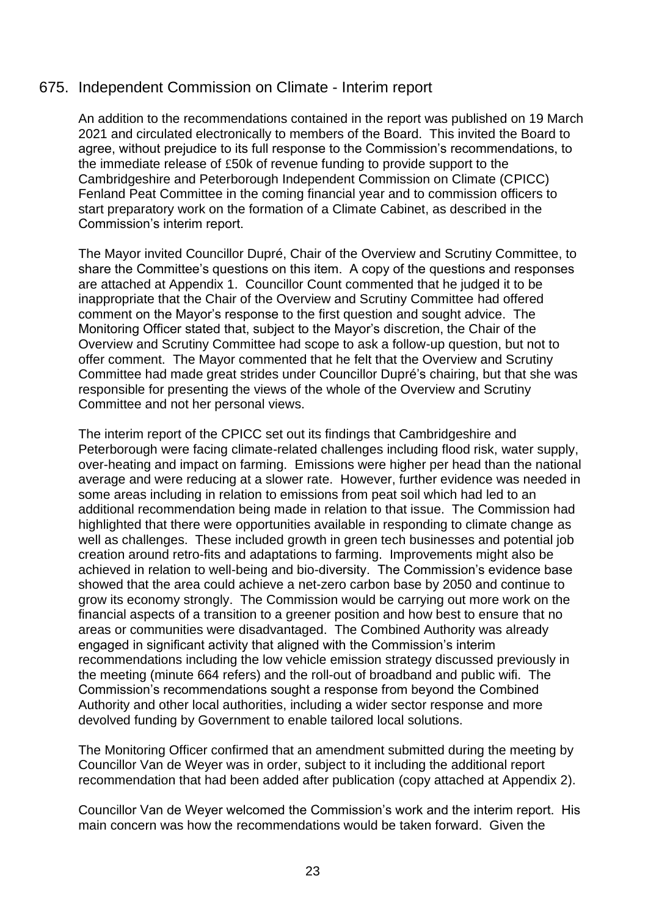## 675. Independent Commission on Climate - Interim report

An addition to the recommendations contained in the report was published on 19 March 2021 and circulated electronically to members of the Board. This invited the Board to agree, without prejudice to its full response to the Commission's recommendations, to the immediate release of £50k of revenue funding to provide support to the Cambridgeshire and Peterborough Independent Commission on Climate (CPICC) Fenland Peat Committee in the coming financial year and to commission officers to start preparatory work on the formation of a Climate Cabinet, as described in the Commission's interim report.

The Mayor invited Councillor Dupré, Chair of the Overview and Scrutiny Committee, to share the Committee's questions on this item. A copy of the questions and responses are attached at Appendix 1. Councillor Count commented that he judged it to be inappropriate that the Chair of the Overview and Scrutiny Committee had offered comment on the Mayor's response to the first question and sought advice. The Monitoring Officer stated that, subject to the Mayor's discretion, the Chair of the Overview and Scrutiny Committee had scope to ask a follow-up question, but not to offer comment. The Mayor commented that he felt that the Overview and Scrutiny Committee had made great strides under Councillor Dupré's chairing, but that she was responsible for presenting the views of the whole of the Overview and Scrutiny Committee and not her personal views.

The interim report of the CPICC set out its findings that Cambridgeshire and Peterborough were facing climate-related challenges including flood risk, water supply, over-heating and impact on farming. Emissions were higher per head than the national average and were reducing at a slower rate. However, further evidence was needed in some areas including in relation to emissions from peat soil which had led to an additional recommendation being made in relation to that issue. The Commission had highlighted that there were opportunities available in responding to climate change as well as challenges. These included growth in green tech businesses and potential job creation around retro-fits and adaptations to farming. Improvements might also be achieved in relation to well-being and bio-diversity. The Commission's evidence base showed that the area could achieve a net-zero carbon base by 2050 and continue to grow its economy strongly. The Commission would be carrying out more work on the financial aspects of a transition to a greener position and how best to ensure that no areas or communities were disadvantaged. The Combined Authority was already engaged in significant activity that aligned with the Commission's interim recommendations including the low vehicle emission strategy discussed previously in the meeting (minute 664 refers) and the roll-out of broadband and public wifi. The Commission's recommendations sought a response from beyond the Combined Authority and other local authorities, including a wider sector response and more devolved funding by Government to enable tailored local solutions.

The Monitoring Officer confirmed that an amendment submitted during the meeting by Councillor Van de Weyer was in order, subject to it including the additional report recommendation that had been added after publication (copy attached at Appendix 2).

Councillor Van de Weyer welcomed the Commission's work and the interim report. His main concern was how the recommendations would be taken forward. Given the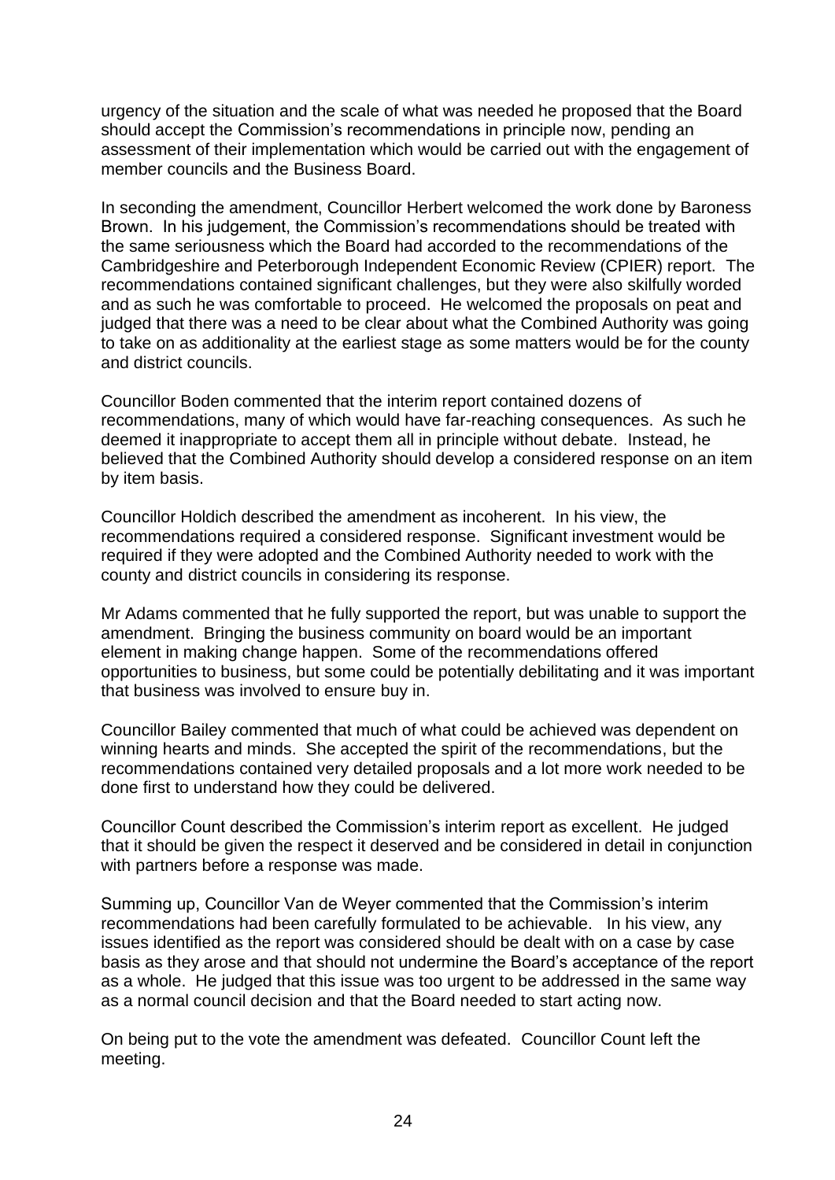urgency of the situation and the scale of what was needed he proposed that the Board should accept the Commission's recommendations in principle now, pending an assessment of their implementation which would be carried out with the engagement of member councils and the Business Board.

In seconding the amendment, Councillor Herbert welcomed the work done by Baroness Brown. In his judgement, the Commission's recommendations should be treated with the same seriousness which the Board had accorded to the recommendations of the Cambridgeshire and Peterborough Independent Economic Review (CPIER) report. The recommendations contained significant challenges, but they were also skilfully worded and as such he was comfortable to proceed. He welcomed the proposals on peat and judged that there was a need to be clear about what the Combined Authority was going to take on as additionality at the earliest stage as some matters would be for the county and district councils.

Councillor Boden commented that the interim report contained dozens of recommendations, many of which would have far-reaching consequences. As such he deemed it inappropriate to accept them all in principle without debate. Instead, he believed that the Combined Authority should develop a considered response on an item by item basis.

Councillor Holdich described the amendment as incoherent. In his view, the recommendations required a considered response. Significant investment would be required if they were adopted and the Combined Authority needed to work with the county and district councils in considering its response.

Mr Adams commented that he fully supported the report, but was unable to support the amendment. Bringing the business community on board would be an important element in making change happen. Some of the recommendations offered opportunities to business, but some could be potentially debilitating and it was important that business was involved to ensure buy in.

Councillor Bailey commented that much of what could be achieved was dependent on winning hearts and minds. She accepted the spirit of the recommendations, but the recommendations contained very detailed proposals and a lot more work needed to be done first to understand how they could be delivered.

Councillor Count described the Commission's interim report as excellent. He judged that it should be given the respect it deserved and be considered in detail in conjunction with partners before a response was made.

Summing up, Councillor Van de Weyer commented that the Commission's interim recommendations had been carefully formulated to be achievable. In his view, any issues identified as the report was considered should be dealt with on a case by case basis as they arose and that should not undermine the Board's acceptance of the report as a whole. He judged that this issue was too urgent to be addressed in the same way as a normal council decision and that the Board needed to start acting now.

On being put to the vote the amendment was defeated. Councillor Count left the meeting.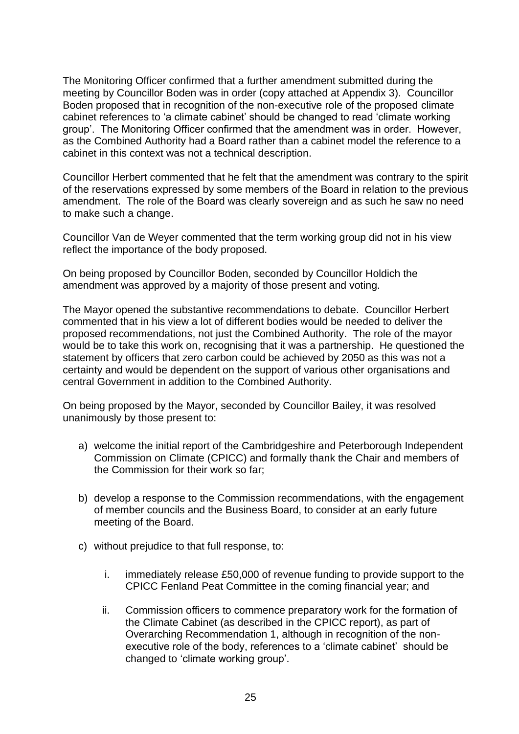The Monitoring Officer confirmed that a further amendment submitted during the meeting by Councillor Boden was in order (copy attached at Appendix 3). Councillor Boden proposed that in recognition of the non-executive role of the proposed climate cabinet references to 'a climate cabinet' should be changed to read 'climate working group'. The Monitoring Officer confirmed that the amendment was in order. However, as the Combined Authority had a Board rather than a cabinet model the reference to a cabinet in this context was not a technical description.

Councillor Herbert commented that he felt that the amendment was contrary to the spirit of the reservations expressed by some members of the Board in relation to the previous amendment. The role of the Board was clearly sovereign and as such he saw no need to make such a change.

Councillor Van de Weyer commented that the term working group did not in his view reflect the importance of the body proposed.

On being proposed by Councillor Boden, seconded by Councillor Holdich the amendment was approved by a majority of those present and voting.

The Mayor opened the substantive recommendations to debate. Councillor Herbert commented that in his view a lot of different bodies would be needed to deliver the proposed recommendations, not just the Combined Authority. The role of the mayor would be to take this work on, recognising that it was a partnership. He questioned the statement by officers that zero carbon could be achieved by 2050 as this was not a certainty and would be dependent on the support of various other organisations and central Government in addition to the Combined Authority.

On being proposed by the Mayor, seconded by Councillor Bailey, it was resolved unanimously by those present to:

a) welcome the initial report of the Cambridgeshire and Peterborough Independent Commission on Climate (CPICC) and formally thank the Chair and members of the Commission for their work so far;

b) develop a response to the Commission recommendations, with the engagement of member councils and the Business Board, to consider at an early future meeting of the Board.

c) without prejudice to that full response, to:

   i. immediately release £50,000 of revenue funding to provide support to the CPICC Fenland Peat Committee in the coming financial year; and

   ii. Commission officers to commence preparatory work for the formation of the Climate Cabinet (as described in the CPICC report), as part of Overarching Recommendation 1, although in recognition of the non-executive role of the body, references to a 'climate cabinet' should be changed to 'climate working group'.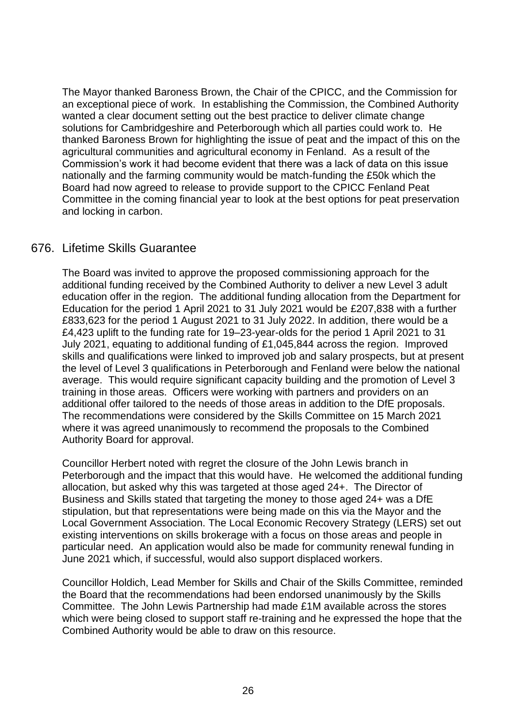The Mayor thanked Baroness Brown, the Chair of the CPICC, and the Commission for an exceptional piece of work. In establishing the Commission, the Combined Authority wanted a clear document setting out the best practice to deliver climate change solutions for Cambridgeshire and Peterborough which all parties could work to. He thanked Baroness Brown for highlighting the issue of peat and the impact of this on the agricultural communities and agricultural economy in Fenland. As a result of the Commission's work it had become evident that there was a lack of data on this issue nationally and the farming community would be match-funding the £50k which the Board had now agreed to release to provide support to the CPICC Fenland Peat Committee in the coming financial year to look at the best options for peat preservation and locking in carbon.

## 676. Lifetime Skills Guarantee

The Board was invited to approve the proposed commissioning approach for the additional funding received by the Combined Authority to deliver a new Level 3 adult education offer in the region. The additional funding allocation from the Department for Education for the period 1 April 2021 to 31 July 2021 would be £207,838 with a further £833,623 for the period 1 August 2021 to 31 July 2022. In addition, there would be a £4,423 uplift to the funding rate for 19–23-year-olds for the period 1 April 2021 to 31 July 2021, equating to additional funding of £1,045,844 across the region. Improved skills and qualifications were linked to improved job and salary prospects, but at present the level of Level 3 qualifications in Peterborough and Fenland were below the national average. This would require significant capacity building and the promotion of Level 3 training in those areas. Officers were working with partners and providers on an additional offer tailored to the needs of those areas in addition to the DfE proposals. The recommendations were considered by the Skills Committee on 15 March 2021 where it was agreed unanimously to recommend the proposals to the Combined Authority Board for approval.

Councillor Herbert noted with regret the closure of the John Lewis branch in Peterborough and the impact that this would have. He welcomed the additional funding allocation, but asked why this was targeted at those aged 24+. The Director of Business and Skills stated that targeting the money to those aged 24+ was a DfE stipulation, but that representations were being made on this via the Mayor and the Local Government Association. The Local Economic Recovery Strategy (LERS) set out existing interventions on skills brokerage with a focus on those areas and people in particular need. An application would also be made for community renewal funding in June 2021 which, if successful, would also support displaced workers.

Councillor Holdich, Lead Member for Skills and Chair of the Skills Committee, reminded the Board that the recommendations had been endorsed unanimously by the Skills Committee. The John Lewis Partnership had made £1M available across the stores which were being closed to support staff re-training and he expressed the hope that the Combined Authority would be able to draw on this resource.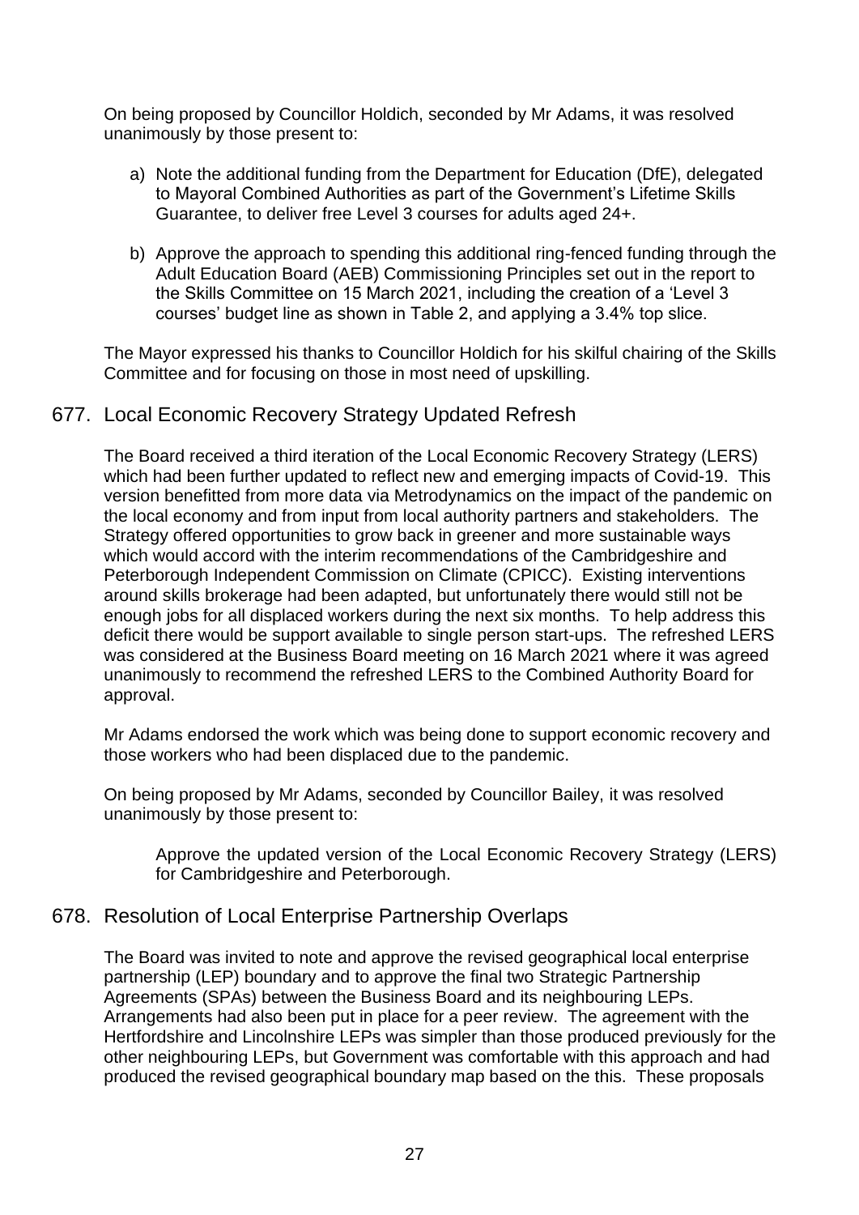On being proposed by Councillor Holdich, seconded by Mr Adams, it was resolved unanimously by those present to:

a) Note the additional funding from the Department for Education (DfE), delegated to Mayoral Combined Authorities as part of the Government's Lifetime Skills Guarantee, to deliver free Level 3 courses for adults aged 24+.

b) Approve the approach to spending this additional ring-fenced funding through the Adult Education Board (AEB) Commissioning Principles set out in the report to the Skills Committee on 15 March 2021, including the creation of a 'Level 3 courses' budget line as shown in Table 2, and applying a 3.4% top slice.

The Mayor expressed his thanks to Councillor Holdich for his skilful chairing of the Skills Committee and for focusing on those in most need of upskilling.

## 677. Local Economic Recovery Strategy Updated Refresh

The Board received a third iteration of the Local Economic Recovery Strategy (LERS) which had been further updated to reflect new and emerging impacts of Covid-19. This version benefitted from more data via Metrodynamics on the impact of the pandemic on the local economy and from input from local authority partners and stakeholders. The Strategy offered opportunities to grow back in greener and more sustainable ways which would accord with the interim recommendations of the Cambridgeshire and Peterborough Independent Commission on Climate (CPICC). Existing interventions around skills brokerage had been adapted, but unfortunately there would still not be enough jobs for all displaced workers during the next six months. To help address this deficit there would be support available to single person start-ups. The refreshed LERS was considered at the Business Board meeting on 16 March 2021 where it was agreed unanimously to recommend the refreshed LERS to the Combined Authority Board for approval.

Mr Adams endorsed the work which was being done to support economic recovery and those workers who had been displaced due to the pandemic.

On being proposed by Mr Adams, seconded by Councillor Bailey, it was resolved unanimously by those present to:

Approve the updated version of the Local Economic Recovery Strategy (LERS) for Cambridgeshire and Peterborough.

## 678. Resolution of Local Enterprise Partnership Overlaps

The Board was invited to note and approve the revised geographical local enterprise partnership (LEP) boundary and to approve the final two Strategic Partnership Agreements (SPAs) between the Business Board and its neighbouring LEPs. Arrangements had also been put in place for a peer review. The agreement with the Hertfordshire and Lincolnshire LEPs was simpler than those produced previously for the other neighbouring LEPs, but Government was comfortable with this approach and had produced the revised geographical boundary map based on the this. These proposals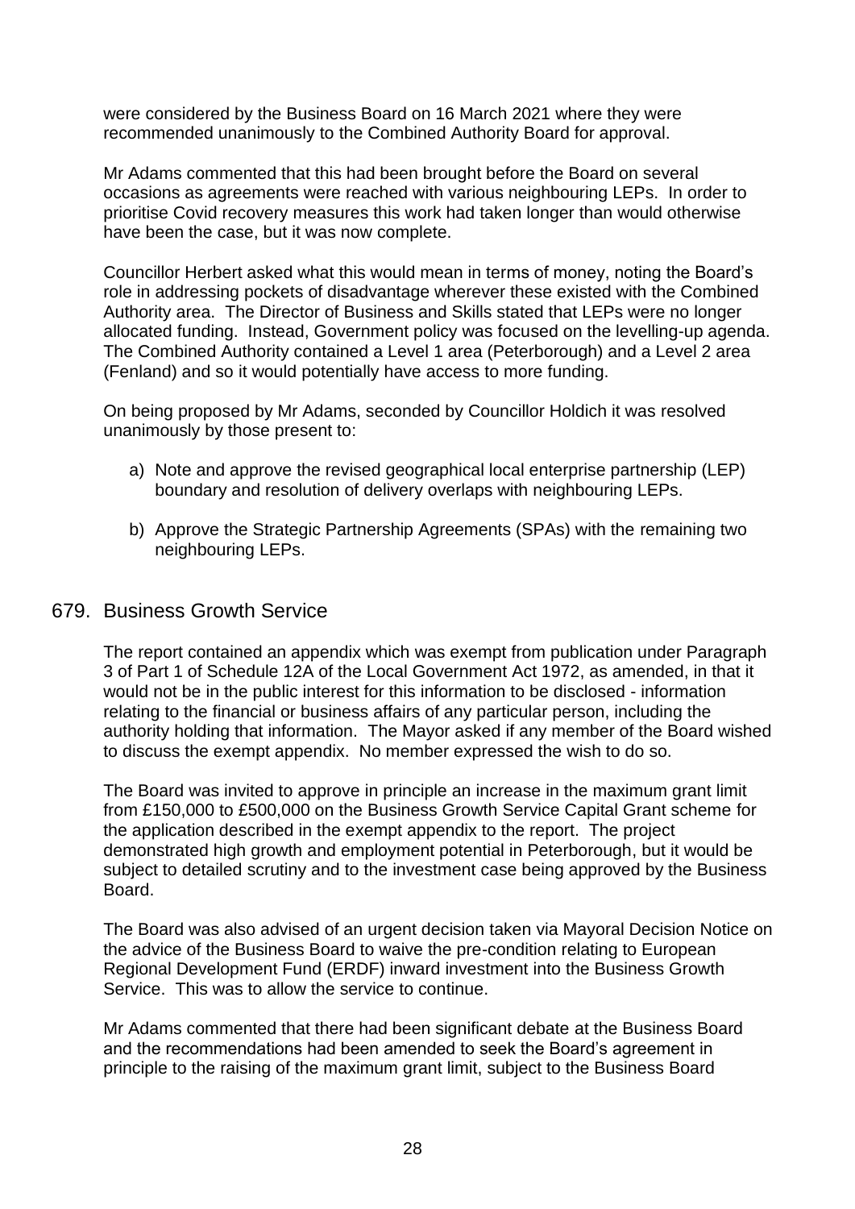were considered by the Business Board on 16 March 2021 where they were recommended unanimously to the Combined Authority Board for approval.

Mr Adams commented that this had been brought before the Board on several occasions as agreements were reached with various neighbouring LEPs. In order to prioritise Covid recovery measures this work had taken longer than would otherwise have been the case, but it was now complete.

Councillor Herbert asked what this would mean in terms of money, noting the Board's role in addressing pockets of disadvantage wherever these existed with the Combined Authority area. The Director of Business and Skills stated that LEPs were no longer allocated funding. Instead, Government policy was focused on the levelling-up agenda. The Combined Authority contained a Level 1 area (Peterborough) and a Level 2 area (Fenland) and so it would potentially have access to more funding.

On being proposed by Mr Adams, seconded by Councillor Holdich it was resolved unanimously by those present to:

a) Note and approve the revised geographical local enterprise partnership (LEP) boundary and resolution of delivery overlaps with neighbouring LEPs.

b) Approve the Strategic Partnership Agreements (SPAs) with the remaining two neighbouring LEPs.

## 679. Business Growth Service

The report contained an appendix which was exempt from publication under Paragraph 3 of Part 1 of Schedule 12A of the Local Government Act 1972, as amended, in that it would not be in the public interest for this information to be disclosed - information relating to the financial or business affairs of any particular person, including the authority holding that information. The Mayor asked if any member of the Board wished to discuss the exempt appendix. No member expressed the wish to do so.

The Board was invited to approve in principle an increase in the maximum grant limit from £150,000 to £500,000 on the Business Growth Service Capital Grant scheme for the application described in the exempt appendix to the report. The project demonstrated high growth and employment potential in Peterborough, but it would be subject to detailed scrutiny and to the investment case being approved by the Business Board.

The Board was also advised of an urgent decision taken via Mayoral Decision Notice on the advice of the Business Board to waive the pre-condition relating to European Regional Development Fund (ERDF) inward investment into the Business Growth Service. This was to allow the service to continue.

Mr Adams commented that there had been significant debate at the Business Board and the recommendations had been amended to seek the Board's agreement in principle to the raising of the maximum grant limit, subject to the Business Board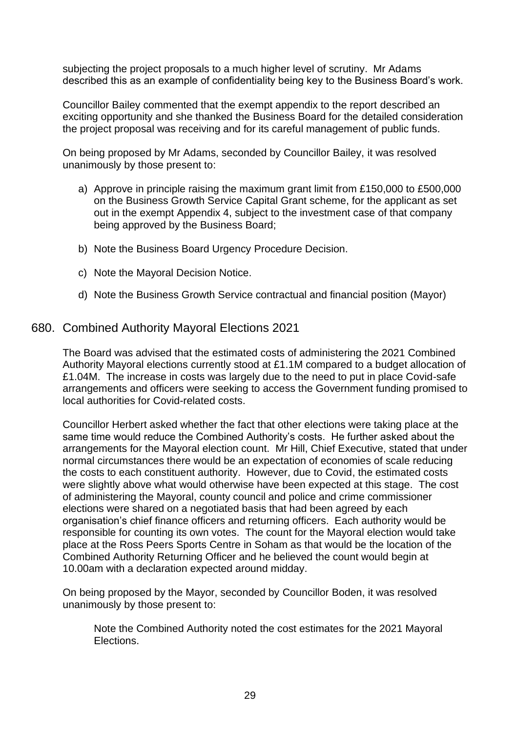subjecting the project proposals to a much higher level of scrutiny. Mr Adams described this as an example of confidentiality being key to the Business Board's work.

Councillor Bailey commented that the exempt appendix to the report described an exciting opportunity and she thanked the Business Board for the detailed consideration the project proposal was receiving and for its careful management of public funds.

On being proposed by Mr Adams, seconded by Councillor Bailey, it was resolved unanimously by those present to:

a) Approve in principle raising the maximum grant limit from £150,000 to £500,000 on the Business Growth Service Capital Grant scheme, for the applicant as set out in the exempt Appendix 4, subject to the investment case of that company being approved by the Business Board;

b) Note the Business Board Urgency Procedure Decision.

c) Note the Mayoral Decision Notice.

d) Note the Business Growth Service contractual and financial position (Mayor)

## 680. Combined Authority Mayoral Elections 2021

The Board was advised that the estimated costs of administering the 2021 Combined Authority Mayoral elections currently stood at £1.1M compared to a budget allocation of £1.04M. The increase in costs was largely due to the need to put in place Covid-safe arrangements and officers were seeking to access the Government funding promised to local authorities for Covid-related costs.

Councillor Herbert asked whether the fact that other elections were taking place at the same time would reduce the Combined Authority's costs. He further asked about the arrangements for the Mayoral election count. Mr Hill, Chief Executive, stated that under normal circumstances there would be an expectation of economies of scale reducing the costs to each constituent authority. However, due to Covid, the estimated costs were slightly above what would otherwise have been expected at this stage. The cost of administering the Mayoral, county council and police and crime commissioner elections were shared on a negotiated basis that had been agreed by each organisation's chief finance officers and returning officers. Each authority would be responsible for counting its own votes. The count for the Mayoral election would take place at the Ross Peers Sports Centre in Soham as that would be the location of the Combined Authority Returning Officer and he believed the count would begin at 10.00am with a declaration expected around midday.

On being proposed by the Mayor, seconded by Councillor Boden, it was resolved unanimously by those present to:

Note the Combined Authority noted the cost estimates for the 2021 Mayoral Elections.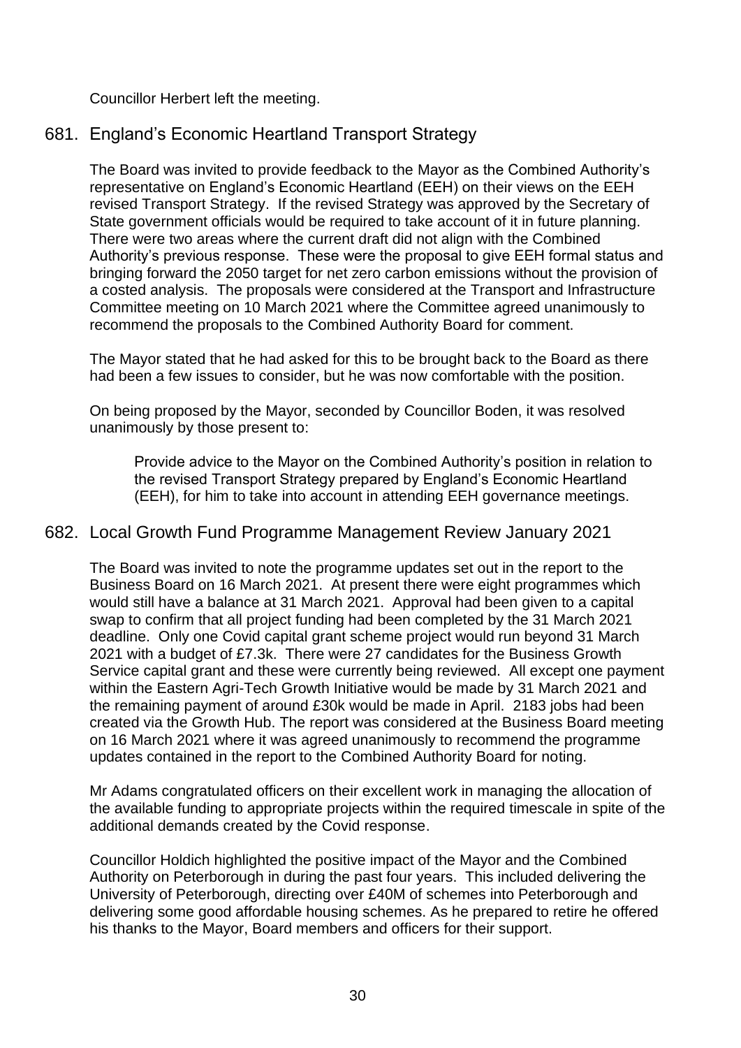Councillor Herbert left the meeting.

## 681. England's Economic Heartland Transport Strategy

The Board was invited to provide feedback to the Mayor as the Combined Authority's representative on England's Economic Heartland (EEH) on their views on the EEH revised Transport Strategy. If the revised Strategy was approved by the Secretary of State government officials would be required to take account of it in future planning. There were two areas where the current draft did not align with the Combined Authority's previous response. These were the proposal to give EEH formal status and bringing forward the 2050 target for net zero carbon emissions without the provision of a costed analysis. The proposals were considered at the Transport and Infrastructure Committee meeting on 10 March 2021 where the Committee agreed unanimously to recommend the proposals to the Combined Authority Board for comment.

The Mayor stated that he had asked for this to be brought back to the Board as there had been a few issues to consider, but he was now comfortable with the position.

On being proposed by the Mayor, seconded by Councillor Boden, it was resolved unanimously by those present to:

> Provide advice to the Mayor on the Combined Authority's position in relation to the revised Transport Strategy prepared by England's Economic Heartland (EEH), for him to take into account in attending EEH governance meetings.

## 682. Local Growth Fund Programme Management Review January 2021

The Board was invited to note the programme updates set out in the report to the Business Board on 16 March 2021. At present there were eight programmes which would still have a balance at 31 March 2021. Approval had been given to a capital swap to confirm that all project funding had been completed by the 31 March 2021 deadline. Only one Covid capital grant scheme project would run beyond 31 March 2021 with a budget of £7.3k. There were 27 candidates for the Business Growth Service capital grant and these were currently being reviewed. All except one payment within the Eastern Agri-Tech Growth Initiative would be made by 31 March 2021 and the remaining payment of around £30k would be made in April. 2183 jobs had been created via the Growth Hub. The report was considered at the Business Board meeting on 16 March 2021 where it was agreed unanimously to recommend the programme updates contained in the report to the Combined Authority Board for noting.

Mr Adams congratulated officers on their excellent work in managing the allocation of the available funding to appropriate projects within the required timescale in spite of the additional demands created by the Covid response.

Councillor Holdich highlighted the positive impact of the Mayor and the Combined Authority on Peterborough in during the past four years. This included delivering the University of Peterborough, directing over £40M of schemes into Peterborough and delivering some good affordable housing schemes. As he prepared to retire he offered his thanks to the Mayor, Board members and officers for their support.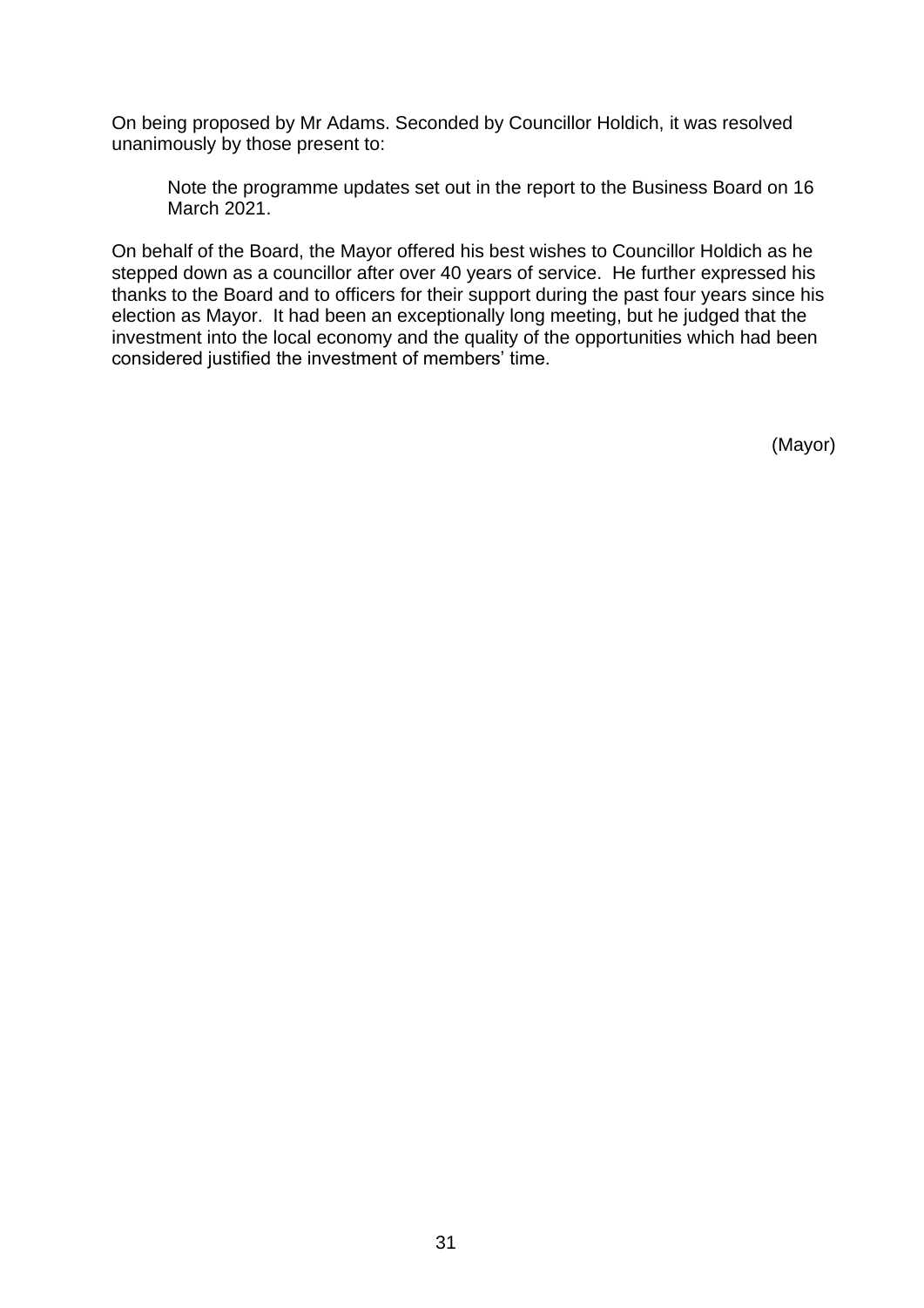On being proposed by Mr Adams. Seconded by Councillor Holdich, it was resolved unanimously by those present to:

> Note the programme updates set out in the report to the Business Board on 16 March 2021.

On behalf of the Board, the Mayor offered his best wishes to Councillor Holdich as he stepped down as a councillor after over 40 years of service. He further expressed his thanks to the Board and to officers for their support during the past four years since his election as Mayor. It had been an exceptionally long meeting, but he judged that the investment into the local economy and the quality of the opportunities which had been considered justified the investment of members' time.

(Mayor)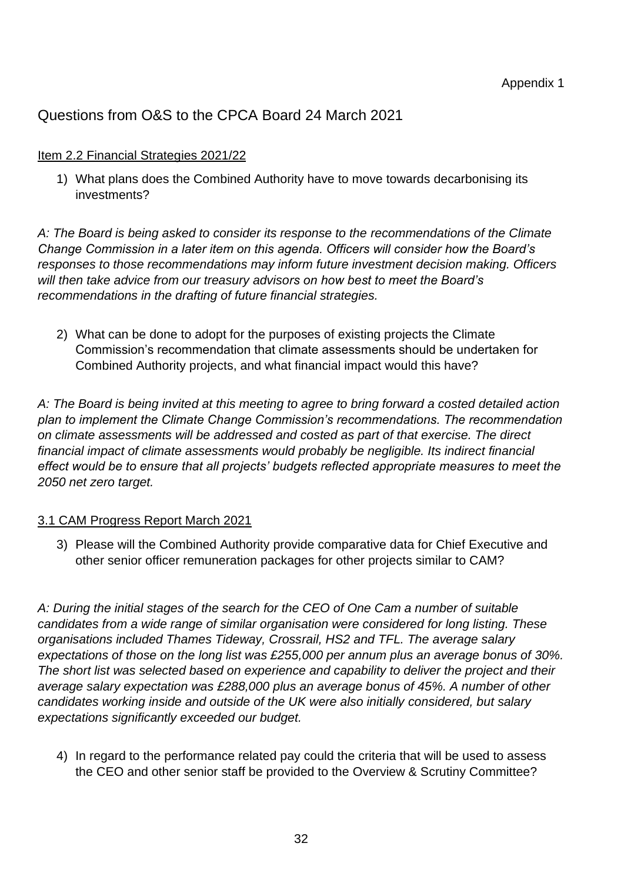Appendix 1

## Questions from O&S to the CPCA Board 24 March 2021

Item 2.2 Financial Strategies 2021/22

1) What plans does the Combined Authority have to move towards decarbonising its investments?

*A: The Board is being asked to consider its response to the recommendations of the Climate Change Commission in a later item on this agenda. Officers will consider how the Board's responses to those recommendations may inform future investment decision making. Officers will then take advice from our treasury advisors on how best to meet the Board's recommendations in the drafting of future financial strategies.*

2) What can be done to adopt for the purposes of existing projects the Climate Commission's recommendation that climate assessments should be undertaken for Combined Authority projects, and what financial impact would this have?

*A: The Board is being invited at this meeting to agree to bring forward a costed detailed action plan to implement the Climate Change Commission's recommendations. The recommendation on climate assessments will be addressed and costed as part of that exercise. The direct financial impact of climate assessments would probably be negligible. Its indirect financial effect would be to ensure that all projects' budgets reflected appropriate measures to meet the 2050 net zero target.*

3.1 CAM Progress Report March 2021

3) Please will the Combined Authority provide comparative data for Chief Executive and other senior officer remuneration packages for other projects similar to CAM?

*A: During the initial stages of the search for the CEO of One Cam a number of suitable candidates from a wide range of similar organisation were considered for long listing. These organisations included Thames Tideway, Crossrail, HS2 and TFL. The average salary expectations of those on the long list was £255,000 per annum plus an average bonus of 30%. The short list was selected based on experience and capability to deliver the project and their average salary expectation was £288,000 plus an average bonus of 45%. A number of other candidates working inside and outside of the UK were also initially considered, but salary expectations significantly exceeded our budget.*

4) In regard to the performance related pay could the criteria that will be used to assess the CEO and other senior staff be provided to the Overview & Scrutiny Committee?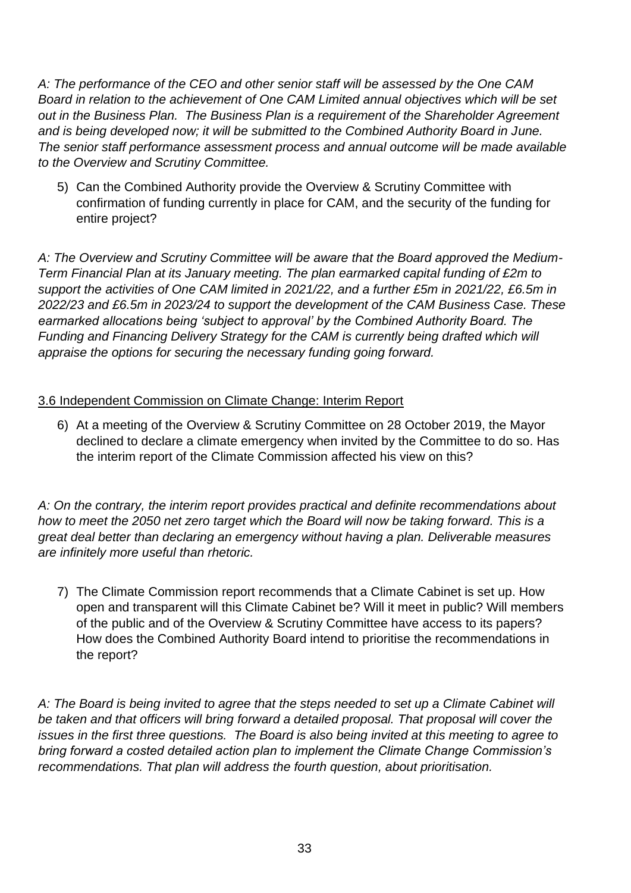*A: The performance of the CEO and other senior staff will be assessed by the One CAM Board in relation to the achievement of One CAM Limited annual objectives which will be set out in the Business Plan. The Business Plan is a requirement of the Shareholder Agreement and is being developed now; it will be submitted to the Combined Authority Board in June. The senior staff performance assessment process and annual outcome will be made available to the Overview and Scrutiny Committee.*

5) Can the Combined Authority provide the Overview & Scrutiny Committee with confirmation of funding currently in place for CAM, and the security of the funding for entire project?

*A: The Overview and Scrutiny Committee will be aware that the Board approved the Medium-Term Financial Plan at its January meeting. The plan earmarked capital funding of £2m to support the activities of One CAM limited in 2021/22, and a further £5m in 2021/22, £6.5m in 2022/23 and £6.5m in 2023/24 to support the development of the CAM Business Case. These earmarked allocations being 'subject to approval' by the Combined Authority Board. The Funding and Financing Delivery Strategy for the CAM is currently being drafted which will appraise the options for securing the necessary funding going forward.*

<u>3.6 Independent Commission on Climate Change: Interim Report</u>

6) At a meeting of the Overview & Scrutiny Committee on 28 October 2019, the Mayor declined to declare a climate emergency when invited by the Committee to do so. Has the interim report of the Climate Commission affected his view on this?

*A: On the contrary, the interim report provides practical and definite recommendations about how to meet the 2050 net zero target which the Board will now be taking forward. This is a great deal better than declaring an emergency without having a plan. Deliverable measures are infinitely more useful than rhetoric.*

7) The Climate Commission report recommends that a Climate Cabinet is set up. How open and transparent will this Climate Cabinet be? Will it meet in public? Will members of the public and of the Overview & Scrutiny Committee have access to its papers? How does the Combined Authority Board intend to prioritise the recommendations in the report?

*A: The Board is being invited to agree that the steps needed to set up a Climate Cabinet will be taken and that officers will bring forward a detailed proposal. That proposal will cover the issues in the first three questions. The Board is also being invited at this meeting to agree to bring forward a costed detailed action plan to implement the Climate Change Commission's recommendations. That plan will address the fourth question, about prioritisation.*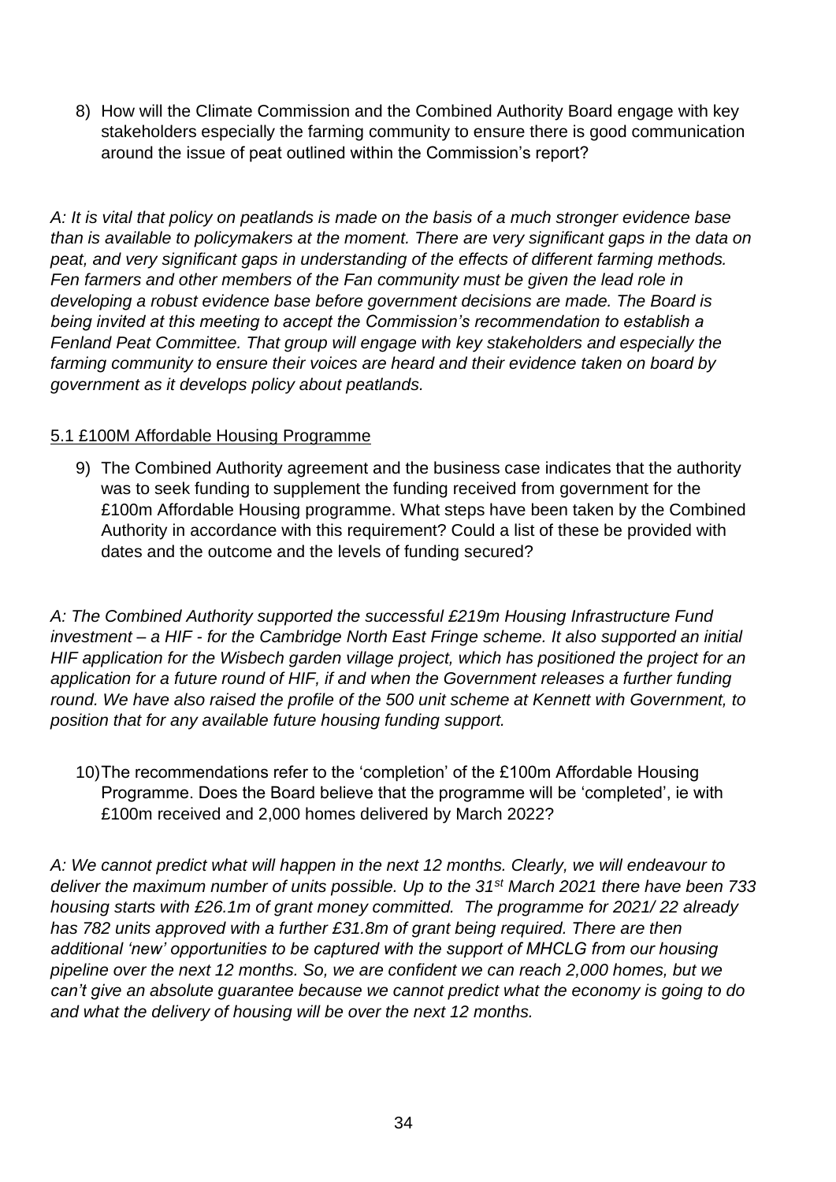8) How will the Climate Commission and the Combined Authority Board engage with key stakeholders especially the farming community to ensure there is good communication around the issue of peat outlined within the Commission's report?

*A: It is vital that policy on peatlands is made on the basis of a much stronger evidence base than is available to policymakers at the moment. There are very significant gaps in the data on peat, and very significant gaps in understanding of the effects of different farming methods. Fen farmers and other members of the Fan community must be given the lead role in developing a robust evidence base before government decisions are made. The Board is being invited at this meeting to accept the Commission's recommendation to establish a Fenland Peat Committee. That group will engage with key stakeholders and especially the farming community to ensure their voices are heard and their evidence taken on board by government as it develops policy about peatlands.*

5.1 £100M Affordable Housing Programme

9) The Combined Authority agreement and the business case indicates that the authority was to seek funding to supplement the funding received from government for the £100m Affordable Housing programme. What steps have been taken by the Combined Authority in accordance with this requirement? Could a list of these be provided with dates and the outcome and the levels of funding secured?

*A: The Combined Authority supported the successful £219m Housing Infrastructure Fund investment – a HIF - for the Cambridge North East Fringe scheme. It also supported an initial HIF application for the Wisbech garden village project, which has positioned the project for an application for a future round of HIF, if and when the Government releases a further funding round. We have also raised the profile of the 500 unit scheme at Kennett with Government, to position that for any available future housing funding support.*

10) The recommendations refer to the 'completion' of the £100m Affordable Housing Programme. Does the Board believe that the programme will be 'completed', ie with £100m received and 2,000 homes delivered by March 2022?

*A: We cannot predict what will happen in the next 12 months. Clearly, we will endeavour to deliver the maximum number of units possible. Up to the 31st March 2021 there have been 733 housing starts with £26.1m of grant money committed. The programme for 2021/ 22 already has 782 units approved with a further £31.8m of grant being required. There are then additional 'new' opportunities to be captured with the support of MHCLG from our housing pipeline over the next 12 months. So, we are confident we can reach 2,000 homes, but we can't give an absolute guarantee because we cannot predict what the economy is going to do and what the delivery of housing will be over the next 12 months.*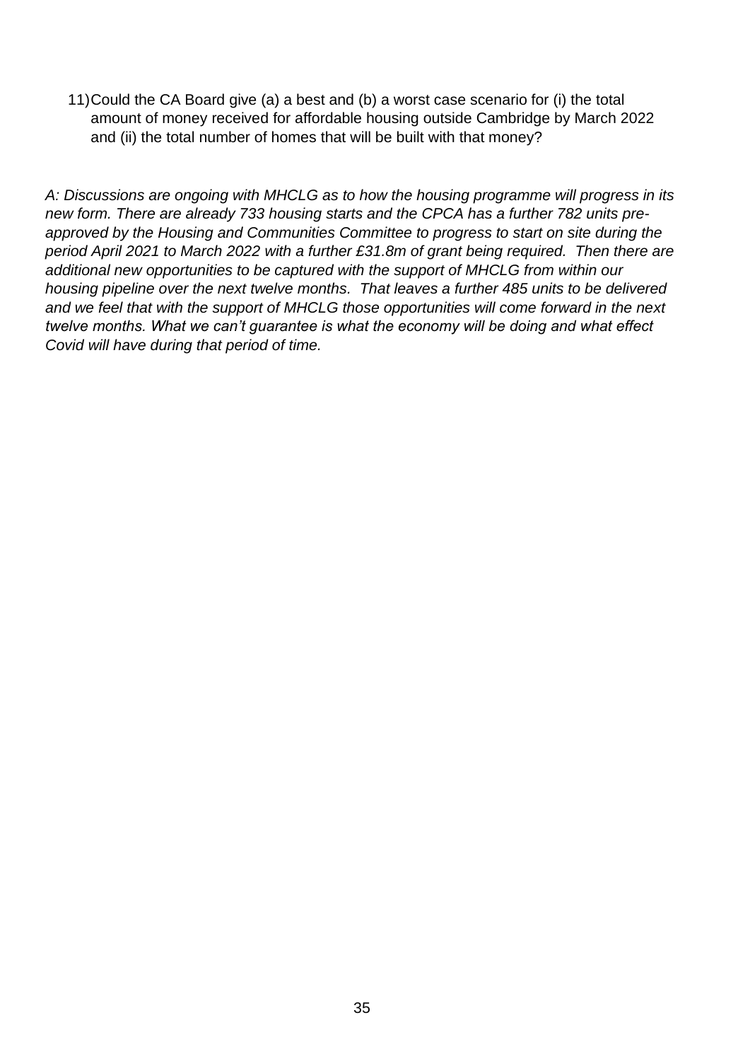11) Could the CA Board give (a) a best and (b) a worst case scenario for (i) the total amount of money received for affordable housing outside Cambridge by March 2022 and (ii) the total number of homes that will be built with that money?

*A: Discussions are ongoing with MHCLG as to how the housing programme will progress in its new form. There are already 733 housing starts and the CPCA has a further 782 units pre-approved by the Housing and Communities Committee to progress to start on site during the period April 2021 to March 2022 with a further £31.8m of grant being required. Then there are additional new opportunities to be captured with the support of MHCLG from within our housing pipeline over the next twelve months. That leaves a further 485 units to be delivered and we feel that with the support of MHCLG those opportunities will come forward in the next twelve months. What we can't guarantee is what the economy will be doing and what effect Covid will have during that period of time.*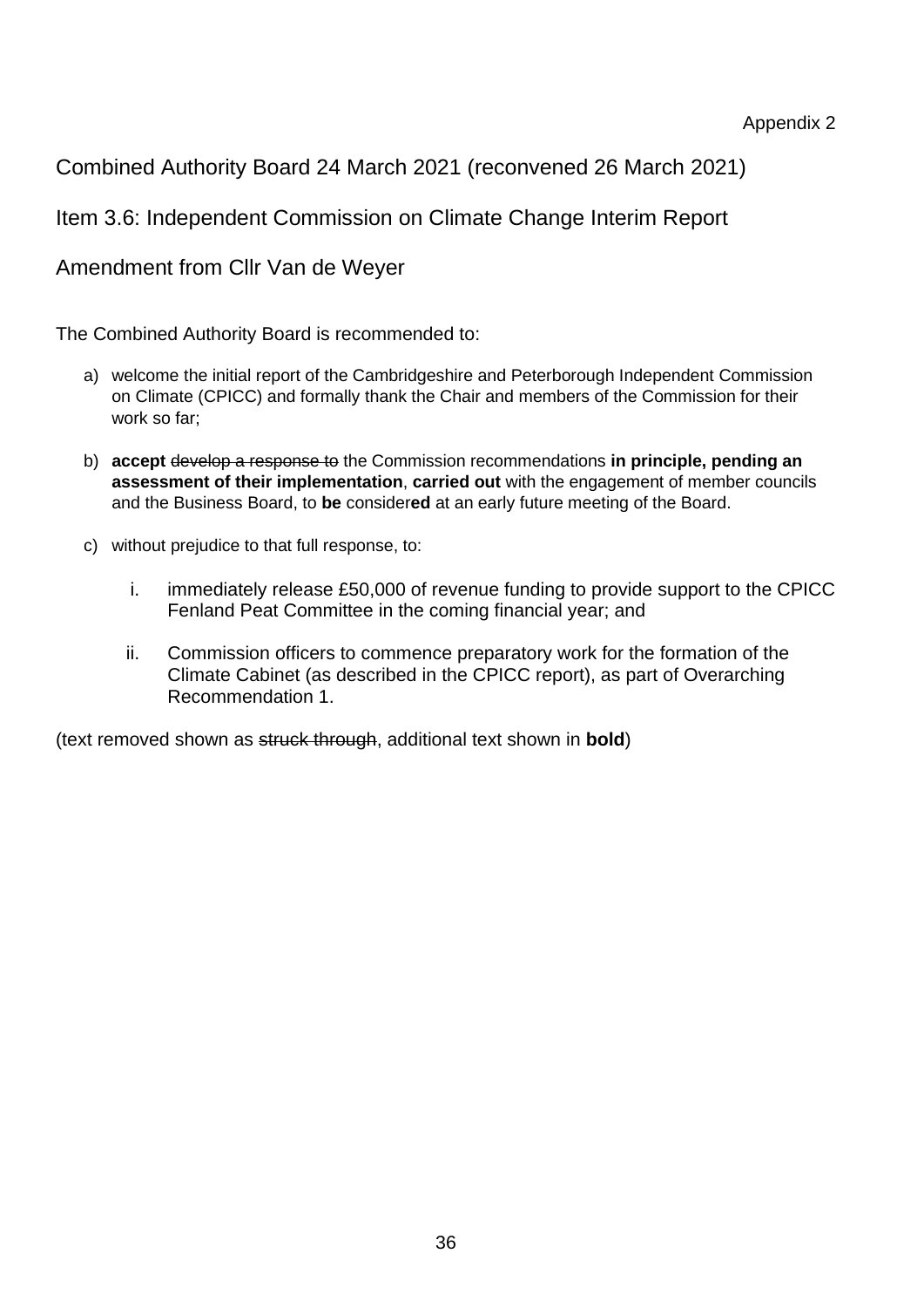Appendix 2

Combined Authority Board 24 March 2021 (reconvened 26 March 2021)

Item 3.6: Independent Commission on Climate Change Interim Report

Amendment from Cllr Van de Weyer

The Combined Authority Board is recommended to:

a) welcome the initial report of the Cambridgeshire and Peterborough Independent Commission on Climate (CPICC) and formally thank the Chair and members of the Commission for their work so far;

b) **accept** ~~develop a response to~~ the Commission recommendations **in principle, pending an assessment of their implementation**, **carried out** with the engagement of member councils and the Business Board, to **be** consider**ed** at an early future meeting of the Board.

c) without prejudice to that full response, to:

   i. immediately release £50,000 of revenue funding to provide support to the CPICC Fenland Peat Committee in the coming financial year; and

   ii. Commission officers to commence preparatory work for the formation of the Climate Cabinet (as described in the CPICC report), as part of Overarching Recommendation 1.

(text removed shown as ~~struck through~~, additional text shown in **bold**)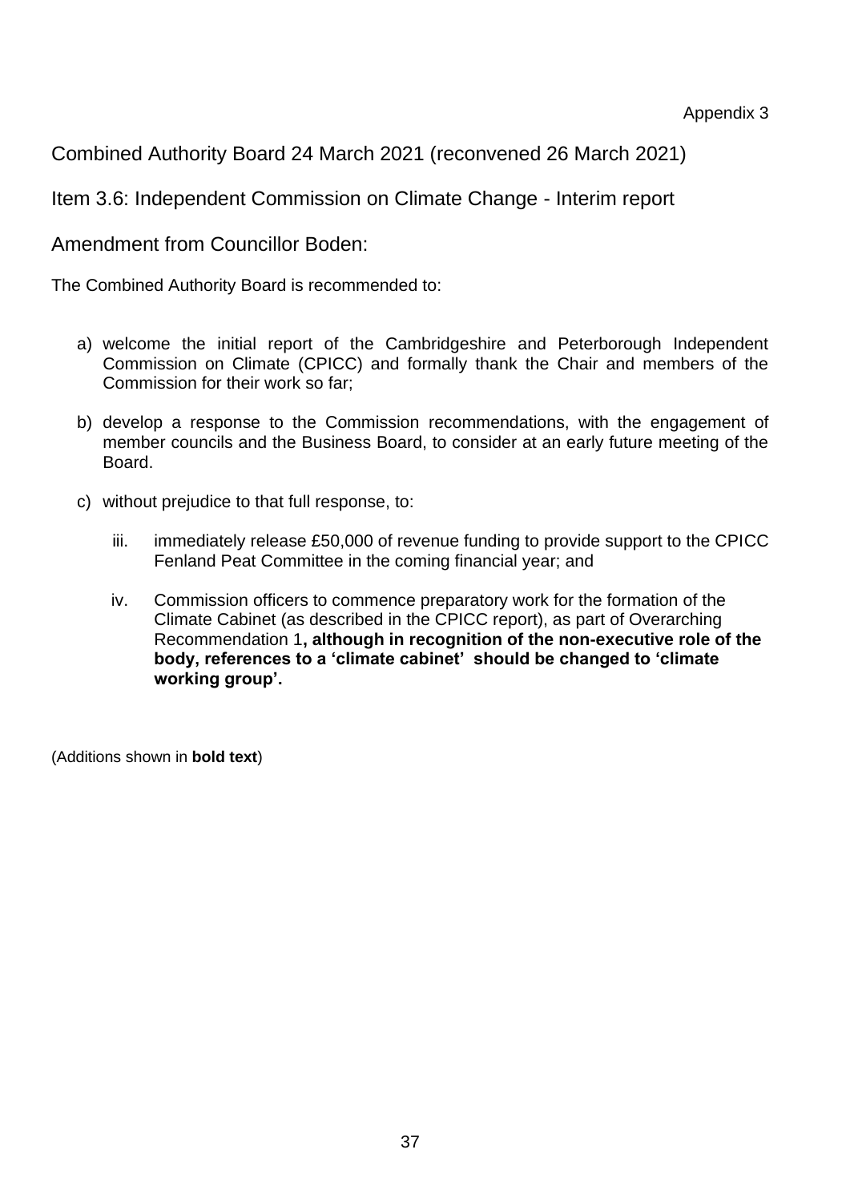Appendix 3

## Combined Authority Board 24 March 2021 (reconvened 26 March 2021)

## Item 3.6: Independent Commission on Climate Change - Interim report

## Amendment from Councillor Boden:

The Combined Authority Board is recommended to:

a) welcome the initial report of the Cambridgeshire and Peterborough Independent Commission on Climate (CPICC) and formally thank the Chair and members of the Commission for their work so far;

b) develop a response to the Commission recommendations, with the engagement of member councils and the Business Board, to consider at an early future meeting of the Board.

c) without prejudice to that full response, to:

   iii. immediately release £50,000 of revenue funding to provide support to the CPICC Fenland Peat Committee in the coming financial year; and

   iv. Commission officers to commence preparatory work for the formation of the Climate Cabinet (as described in the CPICC report), as part of Overarching Recommendation 1**, although in recognition of the non-executive role of the body, references to a 'climate cabinet' should be changed to 'climate working group'.**

(Additions shown in **bold text**)